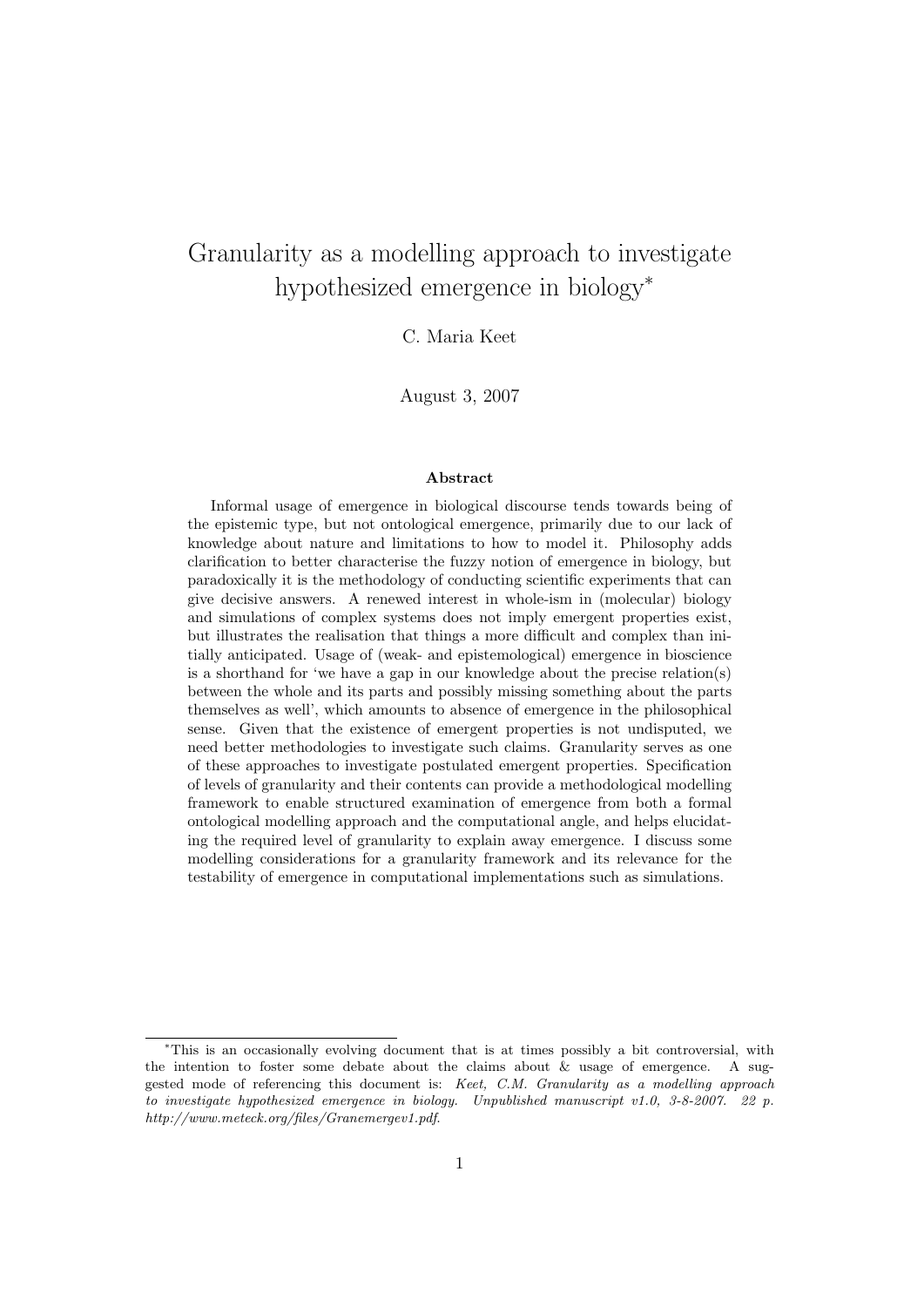# Granularity as a modelling approach to investigate hypothesized emergence in biology*

C. Maria Keet

August 3, 2007

## Abstract

Informal usage of emergence in biological discourse tends towards being of the epistemic type, but not ontological emergence, primarily due to our lack of knowledge about nature and limitations to how to model it. Philosophy adds clarification to better characterise the fuzzy notion of emergence in biology, but paradoxically it is the methodology of conducting scientific experiments that can give decisive answers. A renewed interest in whole-ism in (molecular) biology and simulations of complex systems does not imply emergent properties exist, but illustrates the realisation that things a more difficult and complex than initially anticipated. Usage of (weak- and epistemological) emergence in bioscience is a shorthand for 'we have a gap in our knowledge about the precise relation(s) between the whole and its parts and possibly missing something about the parts themselves as well', which amounts to absence of emergence in the philosophical sense. Given that the existence of emergent properties is not undisputed, we need better methodologies to investigate such claims. Granularity serves as one of these approaches to investigate postulated emergent properties. Specification of levels of granularity and their contents can provide a methodological modelling framework to enable structured examination of emergence from both a formal ontological modelling approach and the computational angle, and helps elucidating the required level of granularity to explain away emergence. I discuss some modelling considerations for a granularity framework and its relevance for the testability of emergence in computational implementations such as simulations.

---

*This is an occasionally evolving document that is at times possibly a bit controversial, with the intention to foster some debate about the claims about & usage of emergence. A suggested mode of referencing this document is: *Keet, C.M. Granularity as a modelling approach to investigate hypothesized emergence in biology. Unpublished manuscript v1.0, 3-8-2007. 22 p. http://www.meteck.org/files/Granemergev1.pdf.*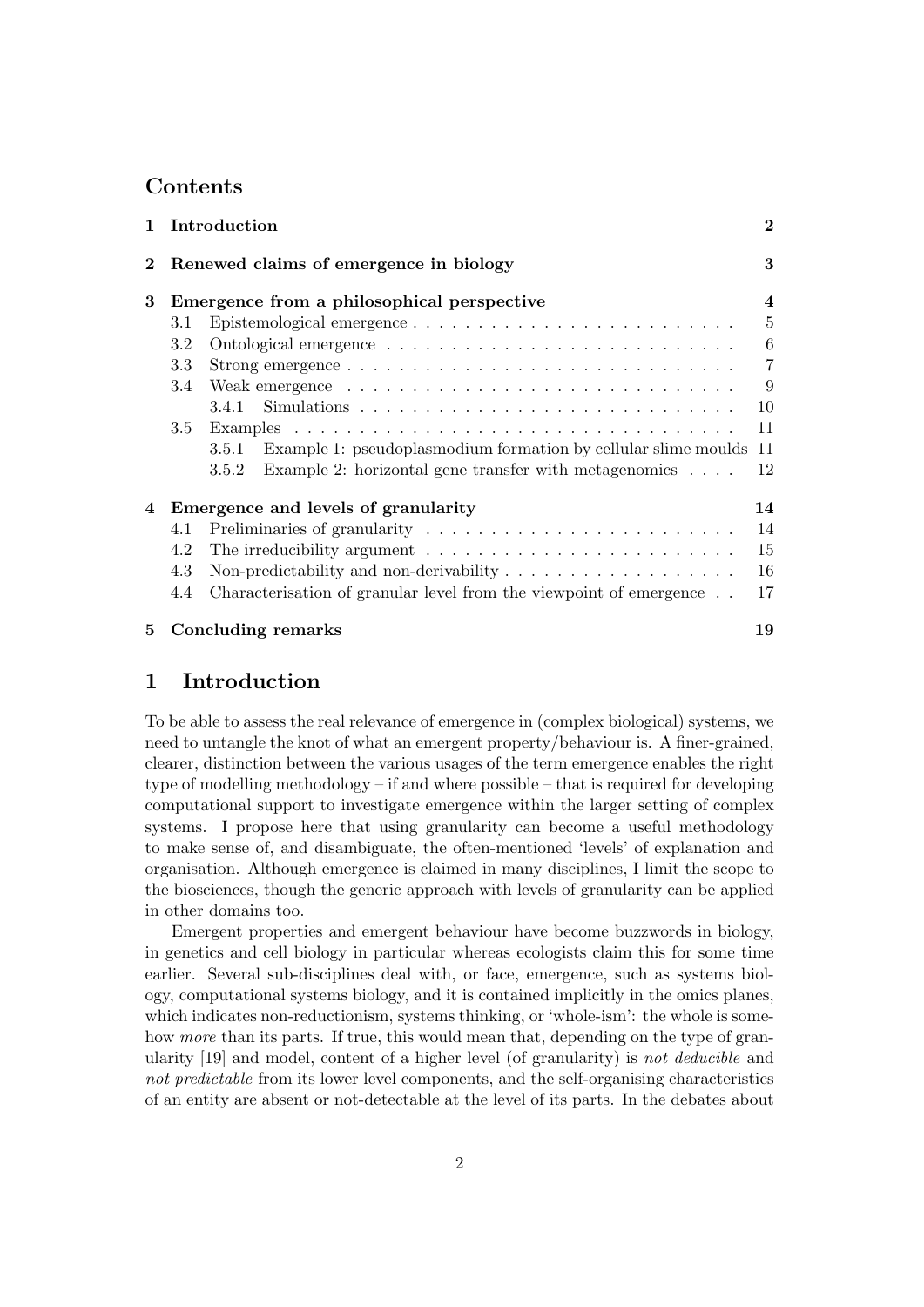## Contents

| | | |
|---|---|---|
| **1** | **Introduction** | **2** |
| **2** | **Renewed claims of emergence in biology** | **3** |
| **3** | **Emergence from a philosophical perspective** | **4** |
| 3.1 | Epistemological emergence | 5 |
| 3.2 | Ontological emergence | 6 |
| 3.3 | Strong emergence | 7 |
| 3.4 | Weak emergence | 9 |
| 3.4.1 | Simulations | 10 |
| 3.5 | Examples | 11 |
| 3.5.1 | Example 1: pseudoplasmodium formation by cellular slime moulds | 11 |
| 3.5.2 | Example 2: horizontal gene transfer with metagenomics | 12 |
| **4** | **Emergence and levels of granularity** | **14** |
| 4.1 | Preliminaries of granularity | 14 |
| 4.2 | The irreducibility argument | 15 |
| 4.3 | Non-predictability and non-derivability | 16 |
| 4.4 | Characterisation of granular level from the viewpoint of emergence | 17 |
| **5** | **Concluding remarks** | **19** |

# 1 Introduction

To be able to assess the real relevance of emergence in (complex biological) systems, we need to untangle the knot of what an emergent property/behaviour is. A finer-grained, clearer, distinction between the various usages of the term emergence enables the right type of modelling methodology – if and where possible – that is required for developing computational support to investigate emergence within the larger setting of complex systems. I propose here that using granularity can become a useful methodology to make sense of, and disambiguate, the often-mentioned 'levels' of explanation and organisation. Although emergence is claimed in many disciplines, I limit the scope to the biosciences, though the generic approach with levels of granularity can be applied in other domains too.

Emergent properties and emergent behaviour have become buzzwords in biology, in genetics and cell biology in particular whereas ecologists claim this for some time earlier. Several sub-disciplines deal with, or face, emergence, such as systems biology, computational systems biology, and it is contained implicitly in the omics planes, which indicates non-reductionism, systems thinking, or 'whole-ism': the whole is somehow *more* than its parts. If true, this would mean that, depending on the type of granularity [19] and model, content of a higher level (of granularity) is *not deducible* and *not predictable* from its lower level components, and the self-organising characteristics of an entity are absent or not-detectable at the level of its parts. In the debates about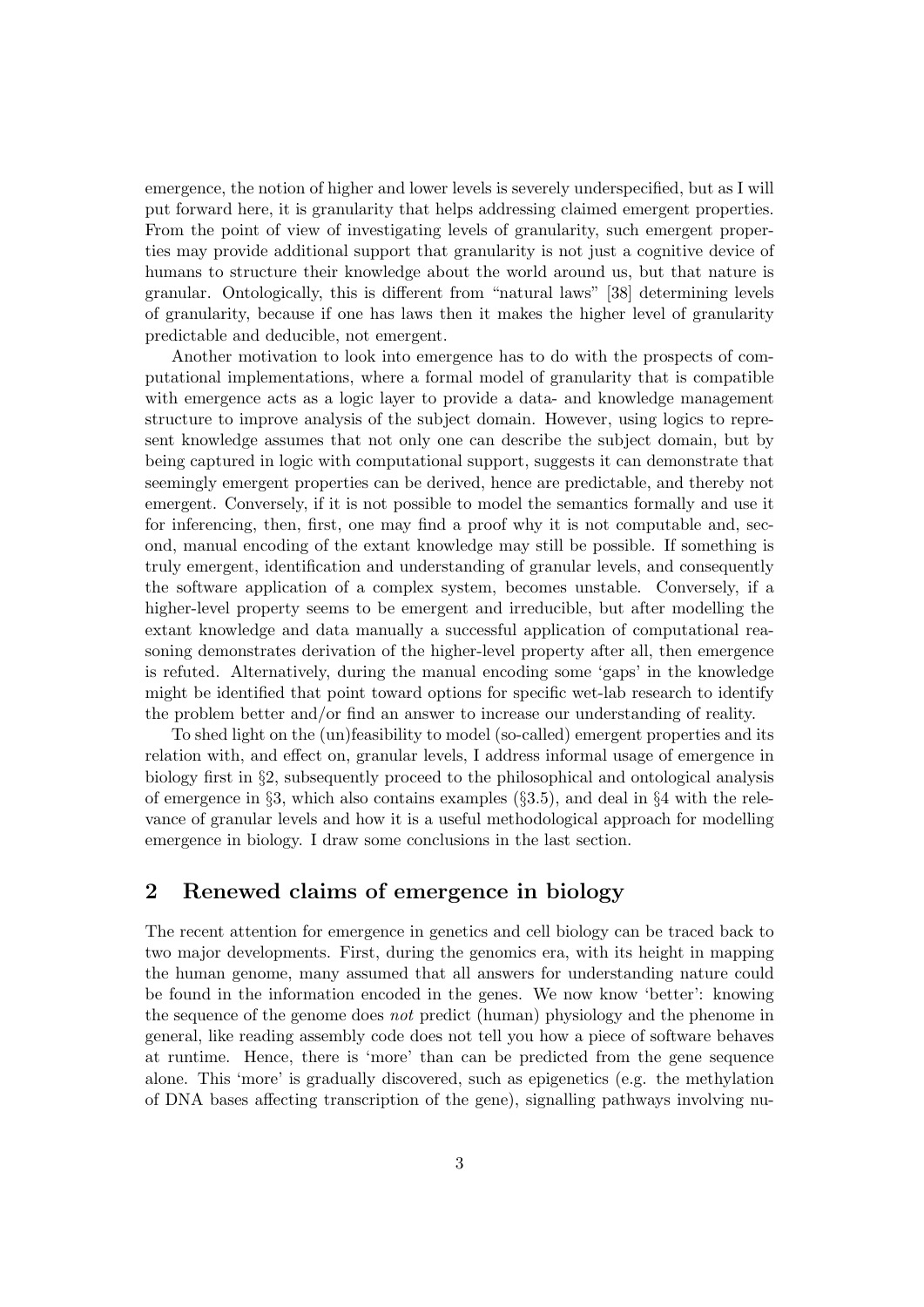emergence, the notion of higher and lower levels is severely underspecified, but as I will put forward here, it is granularity that helps addressing claimed emergent properties. From the point of view of investigating levels of granularity, such emergent properties may provide additional support that granularity is not just a cognitive device of humans to structure their knowledge about the world around us, but that nature is granular. Ontologically, this is different from "natural laws" [38] determining levels of granularity, because if one has laws then it makes the higher level of granularity predictable and deducible, not emergent.

Another motivation to look into emergence has to do with the prospects of computational implementations, where a formal model of granularity that is compatible with emergence acts as a logic layer to provide a data- and knowledge management structure to improve analysis of the subject domain. However, using logics to represent knowledge assumes that not only one can describe the subject domain, but by being captured in logic with computational support, suggests it can demonstrate that seemingly emergent properties can be derived, hence are predictable, and thereby not emergent. Conversely, if it is not possible to model the semantics formally and use it for inferencing, then, first, one may find a proof why it is not computable and, second, manual encoding of the extant knowledge may still be possible. If something is truly emergent, identification and understanding of granular levels, and consequently the software application of a complex system, becomes unstable. Conversely, if a higher-level property seems to be emergent and irreducible, but after modelling the extant knowledge and data manually a successful application of computational reasoning demonstrates derivation of the higher-level property after all, then emergence is refuted. Alternatively, during the manual encoding some 'gaps' in the knowledge might be identified that point toward options for specific wet-lab research to identify the problem better and/or find an answer to increase our understanding of reality.

To shed light on the (un)feasibility to model (so-called) emergent properties and its relation with, and effect on, granular levels, I address informal usage of emergence in biology first in §2, subsequently proceed to the philosophical and ontological analysis of emergence in §3, which also contains examples (§3.5), and deal in §4 with the relevance of granular levels and how it is a useful methodological approach for modelling emergence in biology. I draw some conclusions in the last section.

## 2 Renewed claims of emergence in biology

The recent attention for emergence in genetics and cell biology can be traced back to two major developments. First, during the genomics era, with its height in mapping the human genome, many assumed that all answers for understanding nature could be found in the information encoded in the genes. We now know 'better': knowing the sequence of the genome does *not* predict (human) physiology and the phenome in general, like reading assembly code does not tell you how a piece of software behaves at runtime. Hence, there is 'more' than can be predicted from the gene sequence alone. This 'more' is gradually discovered, such as epigenetics (e.g. the methylation of DNA bases affecting transcription of the gene), signalling pathways involving nu-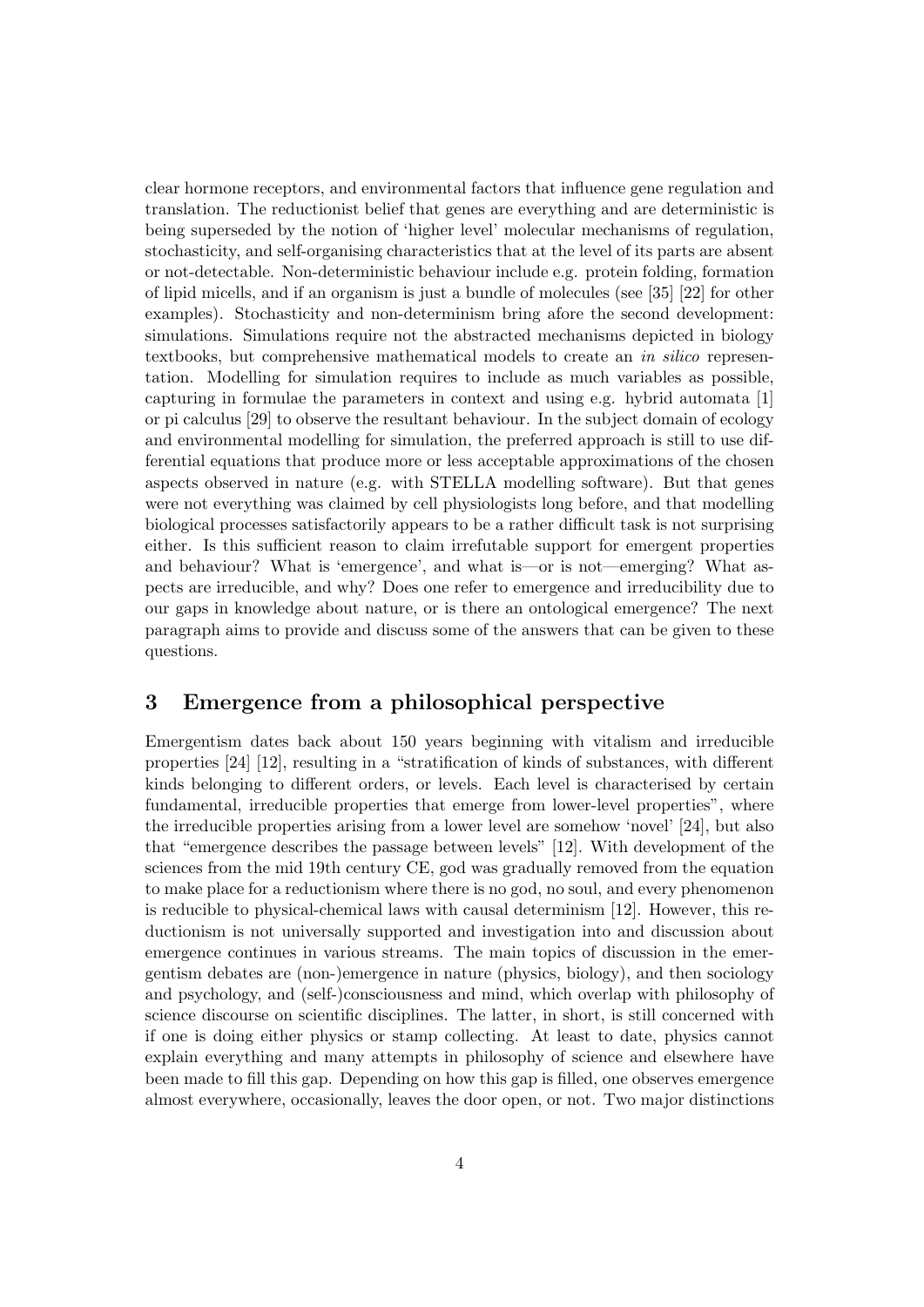clear hormone receptors, and environmental factors that influence gene regulation and translation. The reductionist belief that genes are everything and are deterministic is being superseded by the notion of 'higher level' molecular mechanisms of regulation, stochasticity, and self-organising characteristics that at the level of its parts are absent or not-detectable. Non-deterministic behaviour include e.g. protein folding, formation of lipid micells, and if an organism is just a bundle of molecules (see [35] [22] for other examples). Stochasticity and non-determinism bring afore the second development: simulations. Simulations require not the abstracted mechanisms depicted in biology textbooks, but comprehensive mathematical models to create an *in silico* representation. Modelling for simulation requires to include as much variables as possible, capturing in formulae the parameters in context and using e.g. hybrid automata [1] or pi calculus [29] to observe the resultant behaviour. In the subject domain of ecology and environmental modelling for simulation, the preferred approach is still to use differential equations that produce more or less acceptable approximations of the chosen aspects observed in nature (e.g. with STELLA modelling software). But that genes were not everything was claimed by cell physiologists long before, and that modelling biological processes satisfactorily appears to be a rather difficult task is not surprising either. Is this sufficient reason to claim irrefutable support for emergent properties and behaviour? What is 'emergence', and what is—or is not—emerging? What aspects are irreducible, and why? Does one refer to emergence and irreducibility due to our gaps in knowledge about nature, or is there an ontological emergence? The next paragraph aims to provide and discuss some of the answers that can be given to these questions.

## 3 Emergence from a philosophical perspective

Emergentism dates back about 150 years beginning with vitalism and irreducible properties [24] [12], resulting in a "stratification of kinds of substances, with different kinds belonging to different orders, or levels. Each level is characterised by certain fundamental, irreducible properties that emerge from lower-level properties", where the irreducible properties arising from a lower level are somehow 'novel' [24], but also that "emergence describes the passage between levels" [12]. With development of the sciences from the mid 19th century CE, god was gradually removed from the equation to make place for a reductionism where there is no god, no soul, and every phenomenon is reducible to physical-chemical laws with causal determinism [12]. However, this reductionism is not universally supported and investigation into and discussion about emergence continues in various streams. The main topics of discussion in the emergentism debates are (non-)emergence in nature (physics, biology), and then sociology and psychology, and (self-)consciousness and mind, which overlap with philosophy of science discourse on scientific disciplines. The latter, in short, is still concerned with if one is doing either physics or stamp collecting. At least to date, physics cannot explain everything and many attempts in philosophy of science and elsewhere have been made to fill this gap. Depending on how this gap is filled, one observes emergence almost everywhere, occasionally, leaves the door open, or not. Two major distinctions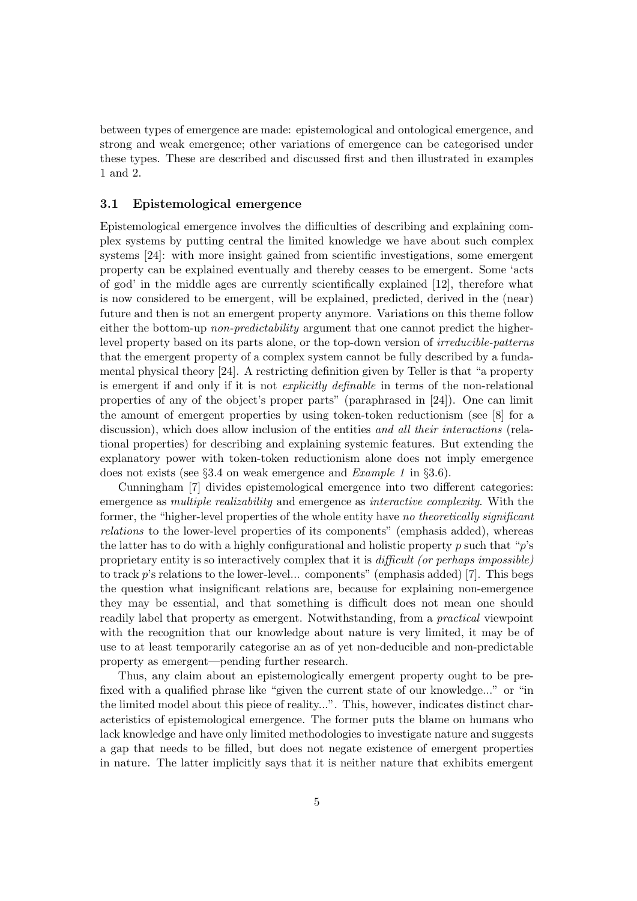between types of emergence are made: epistemological and ontological emergence, and strong and weak emergence; other variations of emergence can be categorised under these types. These are described and discussed first and then illustrated in examples 1 and 2.

### 3.1 Epistemological emergence

Epistemological emergence involves the difficulties of describing and explaining complex systems by putting central the limited knowledge we have about such complex systems [24]: with more insight gained from scientific investigations, some emergent property can be explained eventually and thereby ceases to be emergent. Some 'acts of god' in the middle ages are currently scientifically explained [12], therefore what is now considered to be emergent, will be explained, predicted, derived in the (near) future and then is not an emergent property anymore. Variations on this theme follow either the bottom-up *non-predictability* argument that one cannot predict the higher-level property based on its parts alone, or the top-down version of *irreducible-patterns* that the emergent property of a complex system cannot be fully described by a fundamental physical theory [24]. A restricting definition given by Teller is that "a property is emergent if and only if it is not *explicitly definable* in terms of the non-relational properties of any of the object's proper parts" (paraphrased in [24]). One can limit the amount of emergent properties by using token-token reductionism (see [8] for a discussion), which does allow inclusion of the entities *and all their interactions* (relational properties) for describing and explaining systemic features. But extending the explanatory power with token-token reductionism alone does not imply emergence does not exists (see §3.4 on weak emergence and *Example 1* in §3.6).

Cunningham [7] divides epistemological emergence into two different categories: emergence as *multiple realizability* and emergence as *interactive complexity*. With the former, the "higher-level properties of the whole entity have *no theoretically significant relations* to the lower-level properties of its components" (emphasis added), whereas the latter has to do with a highly configurational and holistic property $p$ such that "$p$'s proprietary entity is so interactively complex that it is *difficult (or perhaps impossible)* to track $p$'s relations to the lower-level... components" (emphasis added) [7]. This begs the question what insignificant relations are, because for explaining non-emergence they may be essential, and that something is difficult does not mean one should readily label that property as emergent. Notwithstanding, from a *practical* viewpoint with the recognition that our knowledge about nature is very limited, it may be of use to at least temporarily categorise an as of yet non-deducible and non-predictable property as emergent—pending further research.

Thus, any claim about an epistemologically emergent property ought to be prefixed with a qualified phrase like "given the current state of our knowledge..." or "in the limited model about this piece of reality...". This, however, indicates distinct characteristics of epistemological emergence. The former puts the blame on humans who lack knowledge and have only limited methodologies to investigate nature and suggests a gap that needs to be filled, but does not negate existence of emergent properties in nature. The latter implicitly says that it is neither nature that exhibits emergent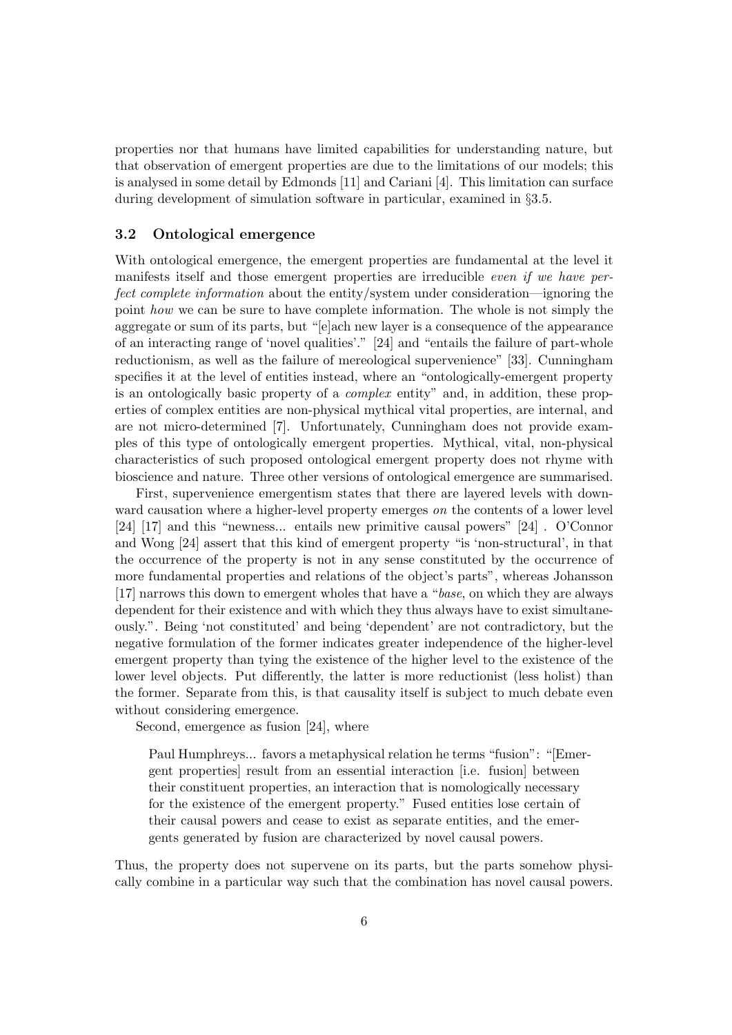properties nor that humans have limited capabilities for understanding nature, but that observation of emergent properties are due to the limitations of our models; this is analysed in some detail by Edmonds [11] and Cariani [4]. This limitation can surface during development of simulation software in particular, examined in §3.5.

### 3.2 Ontological emergence

With ontological emergence, the emergent properties are fundamental at the level it manifests itself and those emergent properties are irreducible *even if we have perfect complete information* about the entity/system under consideration—ignoring the point *how* we can be sure to have complete information. The whole is not simply the aggregate or sum of its parts, but "[e]ach new layer is a consequence of the appearance of an interacting range of 'novel qualities'." [24] and "entails the failure of part-whole reductionism, as well as the failure of mereological supervenience" [33]. Cunningham specifies it at the level of entities instead, where an "ontologically-emergent property is an ontologically basic property of a *complex* entity" and, in addition, these properties of complex entities are non-physical mythical vital properties, are internal, and are not micro-determined [7]. Unfortunately, Cunningham does not provide examples of this type of ontologically emergent properties. Mythical, vital, non-physical characteristics of such proposed ontological emergent property does not rhyme with bioscience and nature. Three other versions of ontological emergence are summarised.

First, supervenience emergentism states that there are layered levels with downward causation where a higher-level property emerges *on* the contents of a lower level [24] [17] and this "newness... entails new primitive causal powers" [24] . O'Connor and Wong [24] assert that this kind of emergent property "is 'non-structural', in that the occurrence of the property is not in any sense constituted by the occurrence of more fundamental properties and relations of the object's parts", whereas Johansson [17] narrows this down to emergent wholes that have a "*base*, on which they are always dependent for their existence and with which they thus always have to exist simultaneously.". Being 'not constituted' and being 'dependent' are not contradictory, but the negative formulation of the former indicates greater independence of the higher-level emergent property than tying the existence of the higher level to the existence of the lower level objects. Put differently, the latter is more reductionist (less holist) than the former. Separate from this, is that causality itself is subject to much debate even without considering emergence.

Second, emergence as fusion [24], where

> Paul Humphreys... favors a metaphysical relation he terms "fusion": "[Emergent properties] result from an essential interaction [i.e. fusion] between their constituent properties, an interaction that is nomologically necessary for the existence of the emergent property." Fused entities lose certain of their causal powers and cease to exist as separate entities, and the emergents generated by fusion are characterized by novel causal powers.

Thus, the property does not supervene on its parts, but the parts somehow physically combine in a particular way such that the combination has novel causal powers.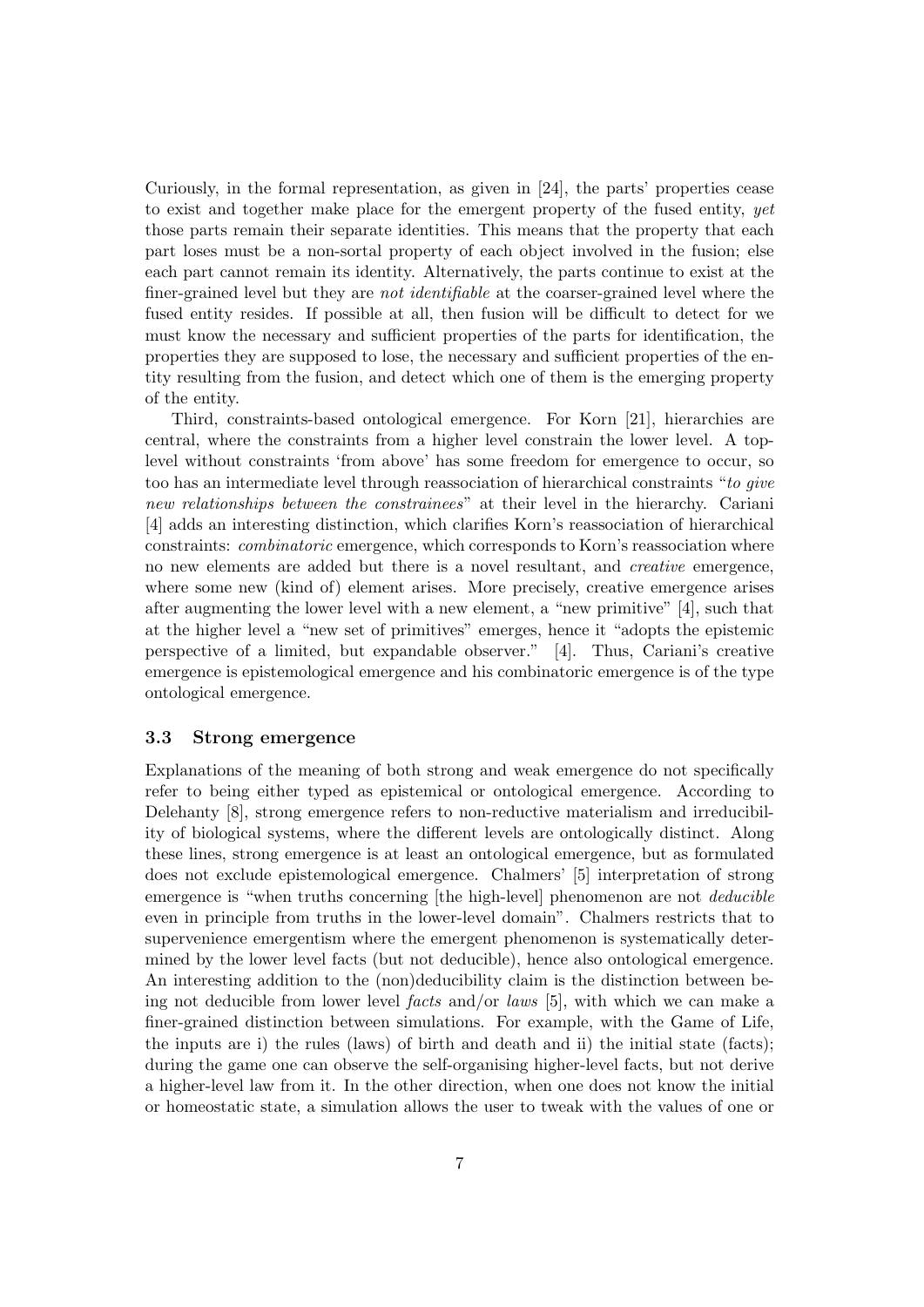Curiously, in the formal representation, as given in [24], the parts' properties cease to exist and together make place for the emergent property of the fused entity, *yet* those parts remain their separate identities. This means that the property that each part loses must be a non-sortal property of each object involved in the fusion; else each part cannot remain its identity. Alternatively, the parts continue to exist at the finer-grained level but they are *not identifiable* at the coarser-grained level where the fused entity resides. If possible at all, then fusion will be difficult to detect for we must know the necessary and sufficient properties of the parts for identification, the properties they are supposed to lose, the necessary and sufficient properties of the entity resulting from the fusion, and detect which one of them is the emerging property of the entity.

Third, constraints-based ontological emergence. For Korn [21], hierarchies are central, where the constraints from a higher level constrain the lower level. A top-level without constraints 'from above' has some freedom for emergence to occur, so too has an intermediate level through reassociation of hierarchical constraints "*to give new relationships between the constrainees*" at their level in the hierarchy. Cariani [4] adds an interesting distinction, which clarifies Korn's reassociation of hierarchical constraints: *combinatoric* emergence, which corresponds to Korn's reassociation where no new elements are added but there is a novel resultant, and *creative* emergence, where some new (kind of) element arises. More precisely, creative emergence arises after augmenting the lower level with a new element, a "new primitive" [4], such that at the higher level a "new set of primitives" emerges, hence it "adopts the epistemic perspective of a limited, but expandable observer." [4]. Thus, Cariani's creative emergence is epistemological emergence and his combinatoric emergence is of the type ontological emergence.

### 3.3 Strong emergence

Explanations of the meaning of both strong and weak emergence do not specifically refer to being either typed as epistemical or ontological emergence. According to Delehanty [8], strong emergence refers to non-reductive materialism and irreducibility of biological systems, where the different levels are ontologically distinct. Along these lines, strong emergence is at least an ontological emergence, but as formulated does not exclude epistemological emergence. Chalmers' [5] interpretation of strong emergence is "when truths concerning [the high-level] phenomenon are not *deducible* even in principle from truths in the lower-level domain". Chalmers restricts that to supervenience emergentism where the emergent phenomenon is systematically determined by the lower level facts (but not deducible), hence also ontological emergence. An interesting addition to the (non)deducibility claim is the distinction between being not deducible from lower level *facts* and/or *laws* [5], with which we can make a finer-grained distinction between simulations. For example, with the Game of Life, the inputs are i) the rules (laws) of birth and death and ii) the initial state (facts); during the game one can observe the self-organising higher-level facts, but not derive a higher-level law from it. In the other direction, when one does not know the initial or homeostatic state, a simulation allows the user to tweak with the values of one or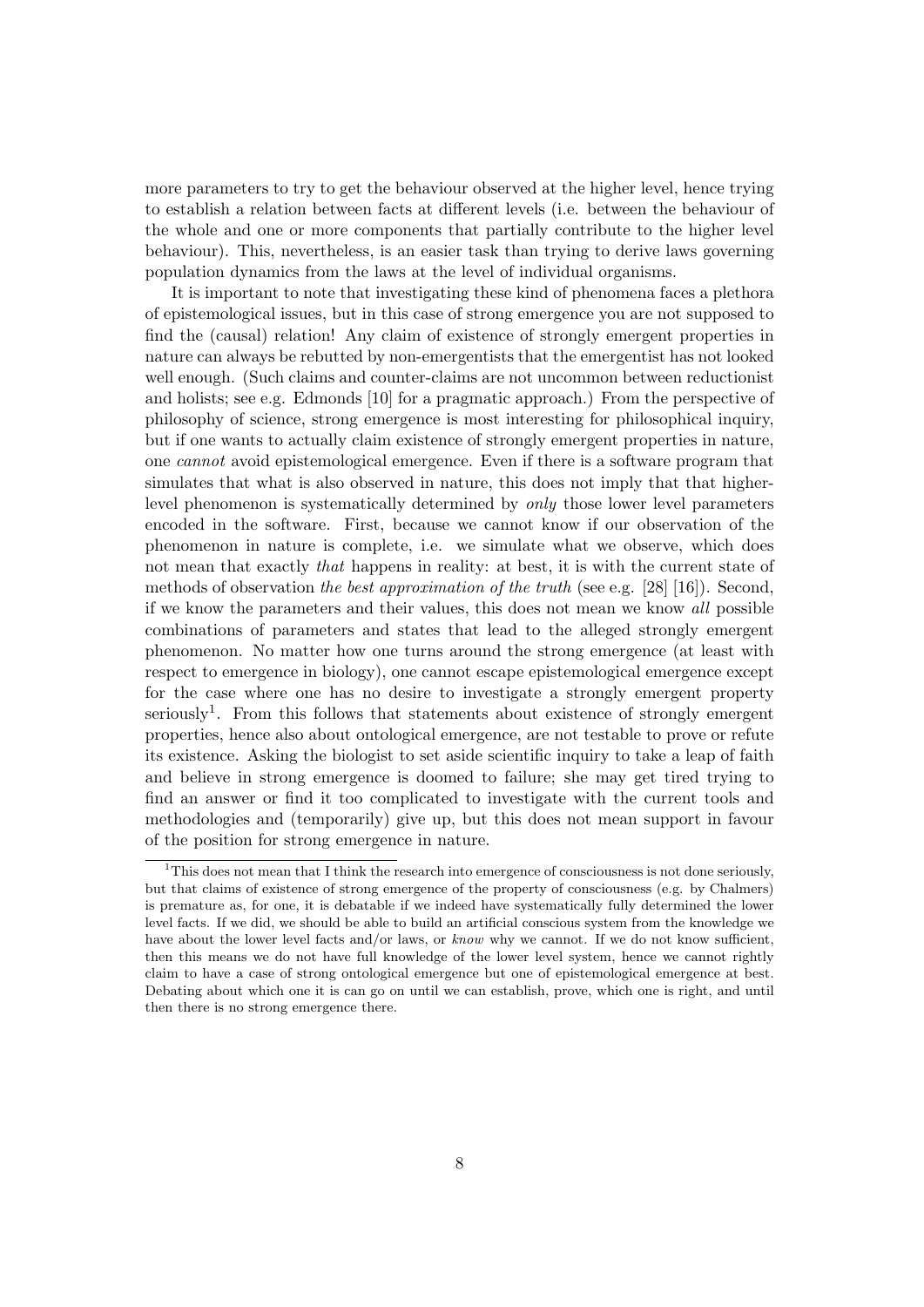more parameters to try to get the behaviour observed at the higher level, hence trying to establish a relation between facts at different levels (i.e. between the behaviour of the whole and one or more components that partially contribute to the higher level behaviour). This, nevertheless, is an easier task than trying to derive laws governing population dynamics from the laws at the level of individual organisms.

It is important to note that investigating these kind of phenomena faces a plethora of epistemological issues, but in this case of strong emergence you are not supposed to find the (causal) relation! Any claim of existence of strongly emergent properties in nature can always be rebutted by non-emergentists that the emergentist has not looked well enough. (Such claims and counter-claims are not uncommon between reductionist and holists; see e.g. Edmonds [10] for a pragmatic approach.) From the perspective of philosophy of science, strong emergence is most interesting for philosophical inquiry, but if one wants to actually claim existence of strongly emergent properties in nature, one *cannot* avoid epistemological emergence. Even if there is a software program that simulates that what is also observed in nature, this does not imply that that higher-level phenomenon is systematically determined by *only* those lower level parameters encoded in the software. First, because we cannot know if our observation of the phenomenon in nature is complete, i.e. we simulate what we observe, which does not mean that exactly *that* happens in reality: at best, it is with the current state of methods of observation *the best approximation of the truth* (see e.g. [28] [16]). Second, if we know the parameters and their values, this does not mean we know *all* possible combinations of parameters and states that lead to the alleged strongly emergent phenomenon. No matter how one turns around the strong emergence (at least with respect to emergence in biology), one cannot escape epistemological emergence except for the case where one has no desire to investigate a strongly emergent property seriously[1]. From this follows that statements about existence of strongly emergent properties, hence also about ontological emergence, are not testable to prove or refute its existence. Asking the biologist to set aside scientific inquiry to take a leap of faith and believe in strong emergence is doomed to failure; she may get tired trying to find an answer or find it too complicated to investigate with the current tools and methodologies and (temporarily) give up, but this does not mean support in favour of the position for strong emergence in nature.

[1] This does not mean that I think the research into emergence of consciousness is not done seriously, but that claims of existence of strong emergence of the property of consciousness (e.g. by Chalmers) is premature as, for one, it is debatable if we indeed have systematically fully determined the lower level facts. If we did, we should be able to build an artificial conscious system from the knowledge we have about the lower level facts and/or laws, or *know* why we cannot. If we do not know sufficient, then this means we do not have full knowledge of the lower level system, hence we cannot rightly claim to have a case of strong ontological emergence but one of epistemological emergence at best. Debating about which one it is can go on until we can establish, prove, which one is right, and until then there is no strong emergence there.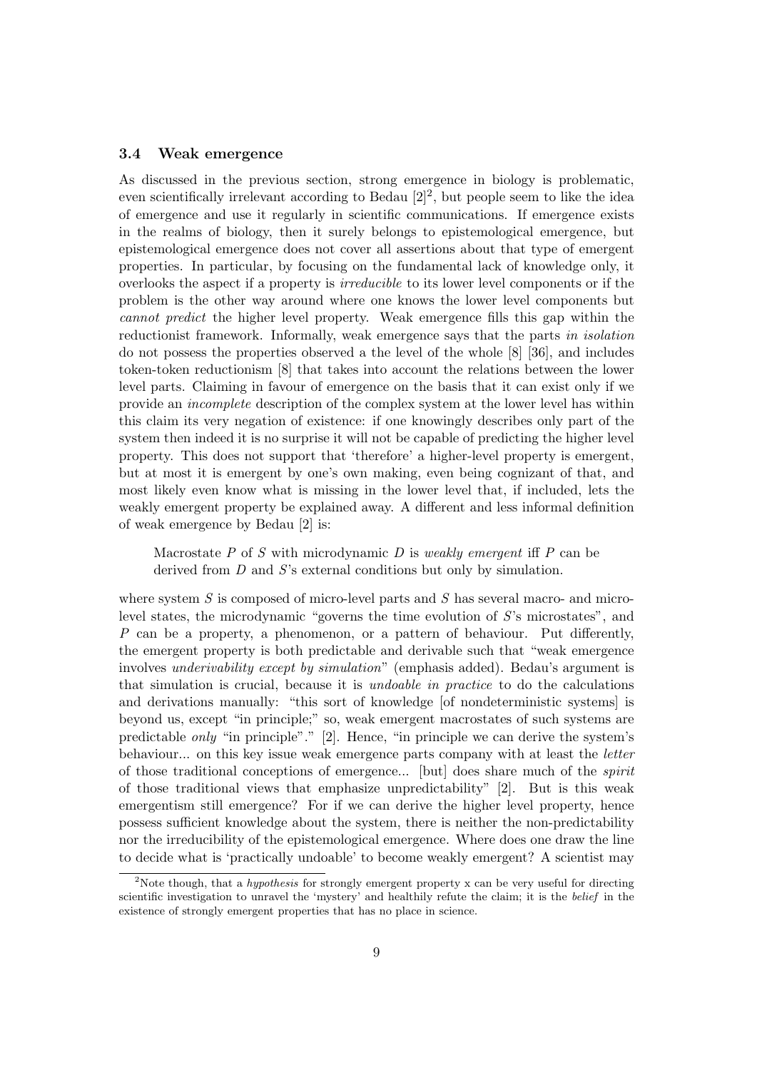### 3.4 Weak emergence

As discussed in the previous section, strong emergence in biology is problematic, even scientifically irrelevant according to Bedau [2][2], but people seem to like the idea of emergence and use it regularly in scientific communications. If emergence exists in the realms of biology, then it surely belongs to epistemological emergence, but epistemological emergence does not cover all assertions about that type of emergent properties. In particular, by focusing on the fundamental lack of knowledge only, it overlooks the aspect if a property is *irreducible* to its lower level components or if the problem is the other way around where one knows the lower level components but *cannot predict* the higher level property. Weak emergence fills this gap within the reductionist framework. Informally, weak emergence says that the parts *in isolation* do not possess the properties observed a the level of the whole [8] [36], and includes token-token reductionism [8] that takes into account the relations between the lower level parts. Claiming in favour of emergence on the basis that it can exist only if we provide an *incomplete* description of the complex system at the lower level has within this claim its very negation of existence: if one knowingly describes only part of the system then indeed it is no surprise it will not be capable of predicting the higher level property. This does not support that 'therefore' a higher-level property is emergent, but at most it is emergent by one's own making, even being cognizant of that, and most likely even know what is missing in the lower level that, if included, lets the weakly emergent property be explained away. A different and less informal definition of weak emergence by Bedau [2] is:

> Macrostate $P$ of $S$ with microdynamic $D$ is *weakly emergent* iff $P$ can be derived from $D$ and $S$'s external conditions but only by simulation.

where system $S$ is composed of micro-level parts and $S$ has several macro- and micro-level states, the microdynamic "governs the time evolution of $S$'s microstates", and $P$ can be a property, a phenomenon, or a pattern of behaviour. Put differently, the emergent property is both predictable and derivable such that "weak emergence involves *underivability except by simulation*" (emphasis added). Bedau's argument is that simulation is crucial, because it is *undoable in practice* to do the calculations and derivations manually: "this sort of knowledge [of nondeterministic systems] is beyond us, except "in principle;" so, weak emergent macrostates of such systems are predictable *only* "in principle"." [2]. Hence, "in principle we can derive the system's behaviour... on this key issue weak emergence parts company with at least the *letter* of those traditional conceptions of emergence... [but] does share much of the *spirit* of those traditional views that emphasize unpredictability" [2]. But is this weak emergentism still emergence? For if we can derive the higher level property, hence possess sufficient knowledge about the system, there is neither the non-predictability nor the irreducibility of the epistemological emergence. Where does one draw the line to decide what is 'practically undoable' to become weakly emergent? A scientist may

[2] Note though, that a *hypothesis* for strongly emergent property x can be very useful for directing scientific investigation to unravel the 'mystery' and healthily refute the claim; it is the *belief* in the existence of strongly emergent properties that has no place in science.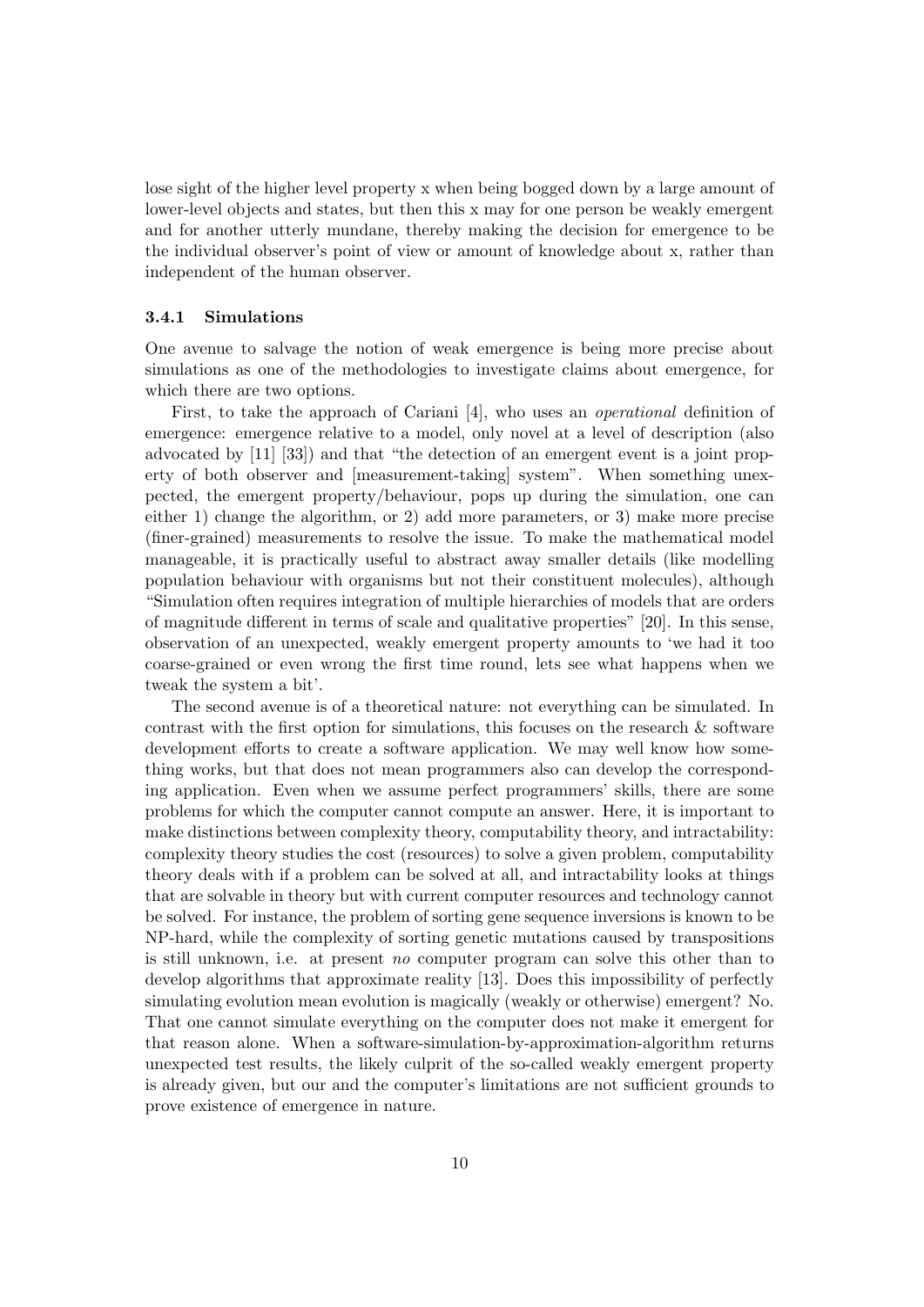lose sight of the higher level property x when being bogged down by a large amount of lower-level objects and states, but then this x may for one person be weakly emergent and for another utterly mundane, thereby making the decision for emergence to be the individual observer's point of view or amount of knowledge about x, rather than independent of the human observer.

### 3.4.1 Simulations

One avenue to salvage the notion of weak emergence is being more precise about simulations as one of the methodologies to investigate claims about emergence, for which there are two options.

First, to take the approach of Cariani [4], who uses an *operational* definition of emergence: emergence relative to a model, only novel at a level of description (also advocated by [11] [33]) and that "the detection of an emergent event is a joint property of both observer and [measurement-taking] system". When something unexpected, the emergent property/behaviour, pops up during the simulation, one can either 1) change the algorithm, or 2) add more parameters, or 3) make more precise (finer-grained) measurements to resolve the issue. To make the mathematical model manageable, it is practically useful to abstract away smaller details (like modelling population behaviour with organisms but not their constituent molecules), although "Simulation often requires integration of multiple hierarchies of models that are orders of magnitude different in terms of scale and qualitative properties" [20]. In this sense, observation of an unexpected, weakly emergent property amounts to 'we had it too coarse-grained or even wrong the first time round, lets see what happens when we tweak the system a bit'.

The second avenue is of a theoretical nature: not everything can be simulated. In contrast with the first option for simulations, this focuses on the research & software development efforts to create a software application. We may well know how something works, but that does not mean programmers also can develop the corresponding application. Even when we assume perfect programmers' skills, there are some problems for which the computer cannot compute an answer. Here, it is important to make distinctions between complexity theory, computability theory, and intractability: complexity theory studies the cost (resources) to solve a given problem, computability theory deals with if a problem can be solved at all, and intractability looks at things that are solvable in theory but with current computer resources and technology cannot be solved. For instance, the problem of sorting gene sequence inversions is known to be NP-hard, while the complexity of sorting genetic mutations caused by transpositions is still unknown, i.e. at present *no* computer program can solve this other than to develop algorithms that approximate reality [13]. Does this impossibility of perfectly simulating evolution mean evolution is magically (weakly or otherwise) emergent? No. That one cannot simulate everything on the computer does not make it emergent for that reason alone. When a software-simulation-by-approximation-algorithm returns unexpected test results, the likely culprit of the so-called weakly emergent property is already given, but our and the computer's limitations are not sufficient grounds to prove existence of emergence in nature.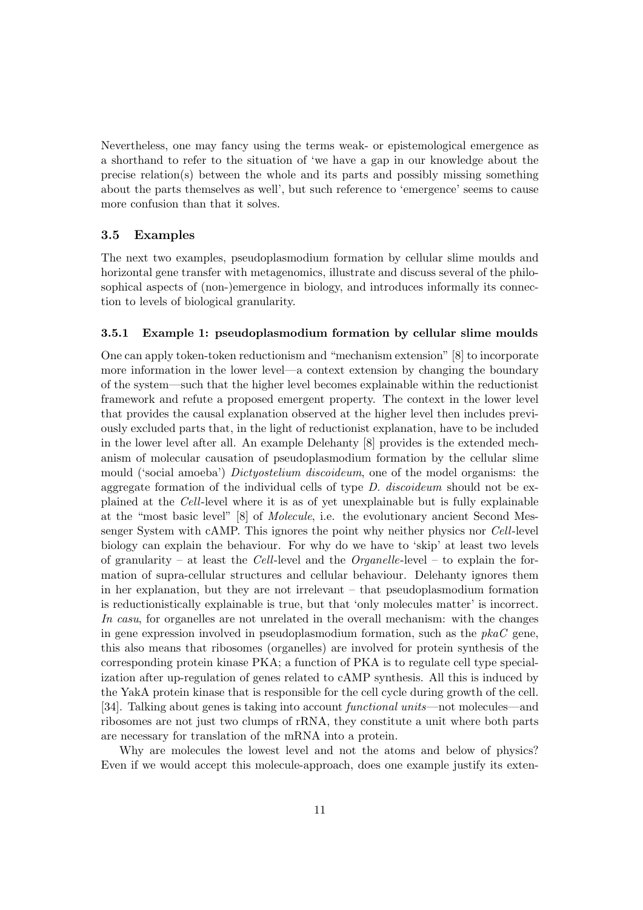Nevertheless, one may fancy using the terms weak- or epistemological emergence as a shorthand to refer to the situation of 'we have a gap in our knowledge about the precise relation(s) between the whole and its parts and possibly missing something about the parts themselves as well', but such reference to 'emergence' seems to cause more confusion than that it solves.

### 3.5 Examples

The next two examples, pseudoplasmodium formation by cellular slime moulds and horizontal gene transfer with metagenomics, illustrate and discuss several of the philosophical aspects of (non-)emergence in biology, and introduces informally its connection to levels of biological granularity.

#### 3.5.1 Example 1: pseudoplasmodium formation by cellular slime moulds

One can apply token-token reductionism and "mechanism extension" [8] to incorporate more information in the lower level—a context extension by changing the boundary of the system—such that the higher level becomes explainable within the reductionist framework and refute a proposed emergent property. The context in the lower level that provides the causal explanation observed at the higher level then includes previously excluded parts that, in the light of reductionist explanation, have to be included in the lower level after all. An example Delehanty [8] provides is the extended mechanism of molecular causation of pseudoplasmodium formation by the cellular slime mould ('social amoeba') *Dictyostelium discoideum*, one of the model organisms: the aggregate formation of the individual cells of type *D. discoideum* should not be explained at the *Cell*-level where it is as of yet unexplainable but is fully explainable at the "most basic level" [8] of *Molecule*, i.e. the evolutionary ancient Second Messenger System with cAMP. This ignores the point why neither physics nor *Cell*-level biology can explain the behaviour. For why do we have to 'skip' at least two levels of granularity – at least the *Cell*-level and the *Organelle*-level – to explain the formation of supra-cellular structures and cellular behaviour. Delehanty ignores them in her explanation, but they are not irrelevant – that pseudoplasmodium formation is reductionistically explainable is true, but that 'only molecules matter' is incorrect. *In casu*, for organelles are not unrelated in the overall mechanism: with the changes in gene expression involved in pseudoplasmodium formation, such as the *pkaC* gene, this also means that ribosomes (organelles) are involved for protein synthesis of the corresponding protein kinase PKA; a function of PKA is to regulate cell type specialization after up-regulation of genes related to cAMP synthesis. All this is induced by the YakA protein kinase that is responsible for the cell cycle during growth of the cell. [34]. Talking about genes is taking into account *functional units*—not molecules—and ribosomes are not just two clumps of rRNA, they constitute a unit where both parts are necessary for translation of the mRNA into a protein.

Why are molecules the lowest level and not the atoms and below of physics? Even if we would accept this molecule-approach, does one example justify its exten-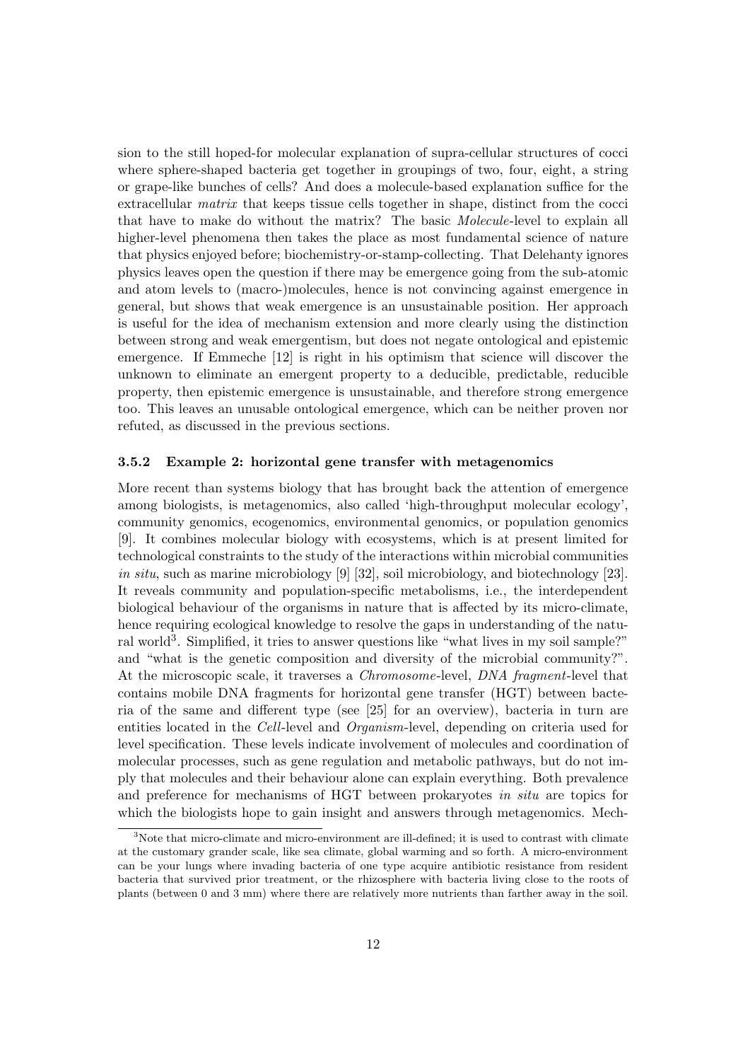sion to the still hoped-for molecular explanation of supra-cellular structures of cocci where sphere-shaped bacteria get together in groupings of two, four, eight, a string or grape-like bunches of cells? And does a molecule-based explanation suffice for the extracellular *matrix* that keeps tissue cells together in shape, distinct from the cocci that have to make do without the matrix? The basic *Molecule*-level to explain all higher-level phenomena then takes the place as most fundamental science of nature that physics enjoyed before; biochemistry-or-stamp-collecting. That Delehanty ignores physics leaves open the question if there may be emergence going from the sub-atomic and atom levels to (macro-)molecules, hence is not convincing against emergence in general, but shows that weak emergence is an unsustainable position. Her approach is useful for the idea of mechanism extension and more clearly using the distinction between strong and weak emergentism, but does not negate ontological and epistemic emergence. If Emmeche [12] is right in his optimism that science will discover the unknown to eliminate an emergent property to a deducible, predictable, reducible property, then epistemic emergence is unsustainable, and therefore strong emergence too. This leaves an unusable ontological emergence, which can be neither proven nor refuted, as discussed in the previous sections.

### 3.5.2 Example 2: horizontal gene transfer with metagenomics

More recent than systems biology that has brought back the attention of emergence among biologists, is metagenomics, also called 'high-throughput molecular ecology', community genomics, ecogenomics, environmental genomics, or population genomics [9]. It combines molecular biology with ecosystems, which is at present limited for technological constraints to the study of the interactions within microbial communities *in situ*, such as marine microbiology [9] [32], soil microbiology, and biotechnology [23]. It reveals community and population-specific metabolisms, i.e., the interdependent biological behaviour of the organisms in nature that is affected by its micro-climate, hence requiring ecological knowledge to resolve the gaps in understanding of the natural world[3]. Simplified, it tries to answer questions like "what lives in my soil sample?" and "what is the genetic composition and diversity of the microbial community?". At the microscopic scale, it traverses a *Chromosome*-level, *DNA fragment*-level that contains mobile DNA fragments for horizontal gene transfer (HGT) between bacteria of the same and different type (see [25] for an overview), bacteria in turn are entities located in the *Cell*-level and *Organism*-level, depending on criteria used for level specification. These levels indicate involvement of molecules and coordination of molecular processes, such as gene regulation and metabolic pathways, but do not imply that molecules and their behaviour alone can explain everything. Both prevalence and preference for mechanisms of HGT between prokaryotes *in situ* are topics for which the biologists hope to gain insight and answers through metagenomics. Mech-

[3] Note that micro-climate and micro-environment are ill-defined; it is used to contrast with climate at the customary grander scale, like sea climate, global warming and so forth. A micro-environment can be your lungs where invading bacteria of one type acquire antibiotic resistance from resident bacteria that survived prior treatment, or the rhizosphere with bacteria living close to the roots of plants (between 0 and 3 mm) where there are relatively more nutrients than farther away in the soil.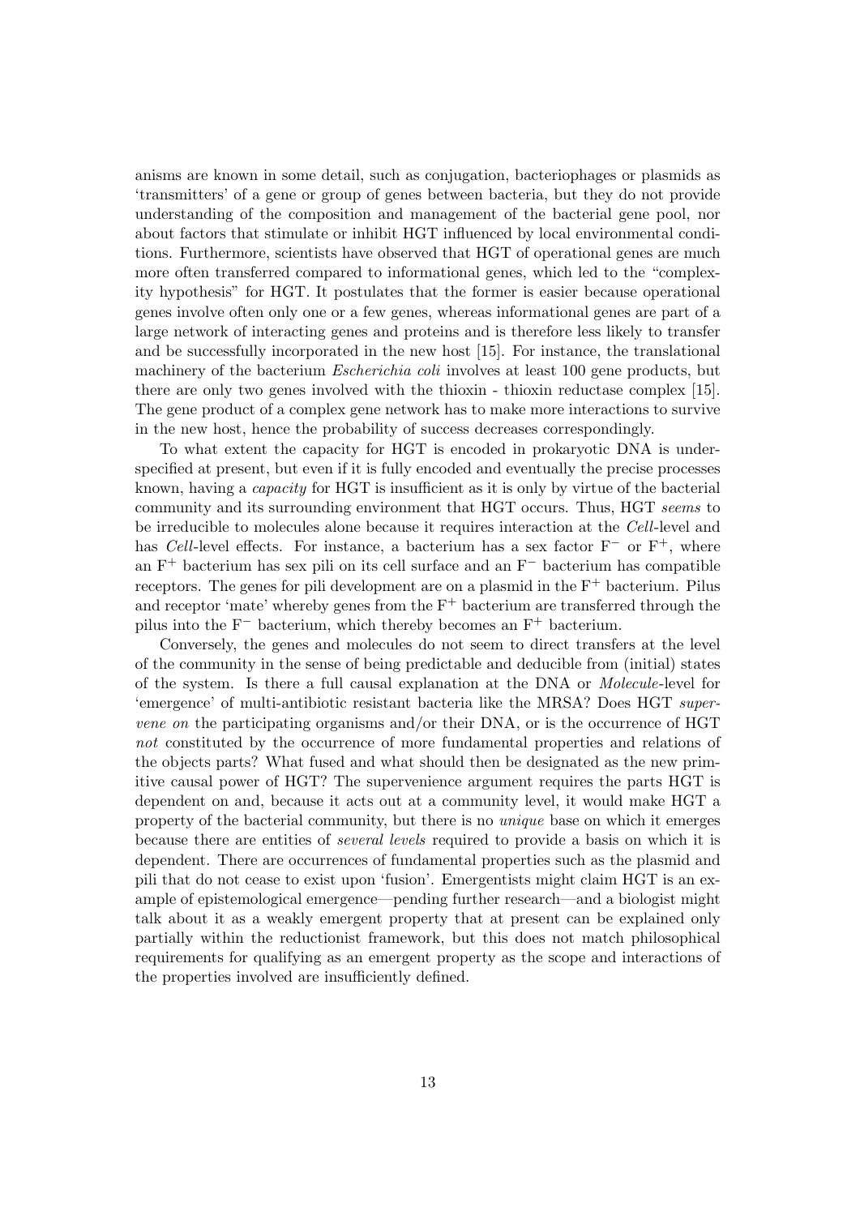anisms are known in some detail, such as conjugation, bacteriophages or plasmids as 'transmitters' of a gene or group of genes between bacteria, but they do not provide understanding of the composition and management of the bacterial gene pool, nor about factors that stimulate or inhibit HGT influenced by local environmental conditions. Furthermore, scientists have observed that HGT of operational genes are much more often transferred compared to informational genes, which led to the "complexity hypothesis" for HGT. It postulates that the former is easier because operational genes involve often only one or a few genes, whereas informational genes are part of a large network of interacting genes and proteins and is therefore less likely to transfer and be successfully incorporated in the new host [15]. For instance, the translational machinery of the bacterium *Escherichia coli* involves at least 100 gene products, but there are only two genes involved with the thioxin - thioxin reductase complex [15]. The gene product of a complex gene network has to make more interactions to survive in the new host, hence the probability of success decreases correspondingly.

To what extent the capacity for HGT is encoded in prokaryotic DNA is underspecified at present, but even if it is fully encoded and eventually the precise processes known, having a *capacity* for HGT is insufficient as it is only by virtue of the bacterial community and its surrounding environment that HGT occurs. Thus, HGT *seems* to be irreducible to molecules alone because it requires interaction at the *Cell*-level and has *Cell*-level effects. For instance, a bacterium has a sex factor $F^-$ or $F^+$, where an $F^+$ bacterium has sex pili on its cell surface and an $F^-$ bacterium has compatible receptors. The genes for pili development are on a plasmid in the $F^+$ bacterium. Pilus and receptor 'mate' whereby genes from the $F^+$ bacterium are transferred through the pilus into the $F^-$ bacterium, which thereby becomes an $F^+$ bacterium.

Conversely, the genes and molecules do not seem to direct transfers at the level of the community in the sense of being predictable and deducible from (initial) states of the system. Is there a full causal explanation at the DNA or *Molecule*-level for 'emergence' of multi-antibiotic resistant bacteria like the MRSA? Does HGT *supervene on* the participating organisms and/or their DNA, or is the occurrence of HGT *not* constituted by the occurrence of more fundamental properties and relations of the objects parts? What fused and what should then be designated as the new primitive causal power of HGT? The supervenience argument requires the parts HGT is dependent on and, because it acts out at a community level, it would make HGT a property of the bacterial community, but there is no *unique* base on which it emerges because there are entities of *several levels* required to provide a basis on which it is dependent. There are occurrences of fundamental properties such as the plasmid and pili that do not cease to exist upon 'fusion'. Emergentists might claim HGT is an example of epistemological emergence—pending further research—and a biologist might talk about it as a weakly emergent property that at present can be explained only partially within the reductionist framework, but this does not match philosophical requirements for qualifying as an emergent property as the scope and interactions of the properties involved are insufficiently defined.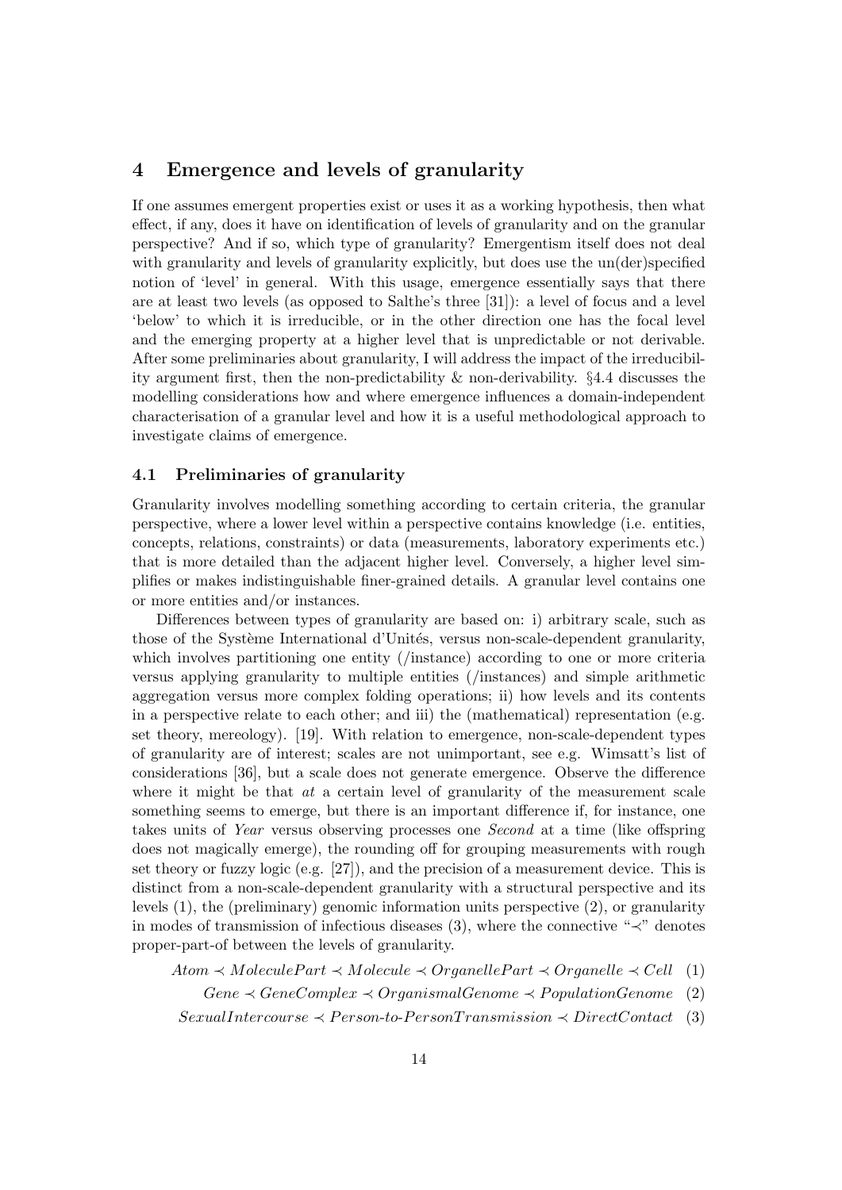## 4 Emergence and levels of granularity

If one assumes emergent properties exist or uses it as a working hypothesis, then what effect, if any, does it have on identification of levels of granularity and on the granular perspective? And if so, which type of granularity? Emergentism itself does not deal with granularity and levels of granularity explicitly, but does use the un(der)specified notion of 'level' in general. With this usage, emergence essentially says that there are at least two levels (as opposed to Salthe's three [31]): a level of focus and a level 'below' to which it is irreducible, or in the other direction one has the focal level and the emerging property at a higher level that is unpredictable or not derivable. After some preliminaries about granularity, I will address the impact of the irreducibility argument first, then the non-predictability & non-derivability. §4.4 discusses the modelling considerations how and where emergence influences a domain-independent characterisation of a granular level and how it is a useful methodological approach to investigate claims of emergence.

### 4.1 Preliminaries of granularity

Granularity involves modelling something according to certain criteria, the granular perspective, where a lower level within a perspective contains knowledge (i.e. entities, concepts, relations, constraints) or data (measurements, laboratory experiments etc.) that is more detailed than the adjacent higher level. Conversely, a higher level simplifies or makes indistinguishable finer-grained details. A granular level contains one or more entities and/or instances.

Differences between types of granularity are based on: i) arbitrary scale, such as those of the Système International d'Unités, versus non-scale-dependent granularity, which involves partitioning one entity (/instance) according to one or more criteria versus applying granularity to multiple entities (/instances) and simple arithmetic aggregation versus more complex folding operations; ii) how levels and its contents in a perspective relate to each other; and iii) the (mathematical) representation (e.g. set theory, mereology). [19]. With relation to emergence, non-scale-dependent types of granularity are of interest; scales are not unimportant, see e.g. Wimsatt's list of considerations [36], but a scale does not generate emergence. Observe the difference where it might be that *at* a certain level of granularity of the measurement scale something seems to emerge, but there is an important difference if, for instance, one takes units of *Year* versus observing processes one *Second* at a time (like offspring does not magically emerge), the rounding off for grouping measurements with rough set theory or fuzzy logic (e.g. [27]), and the precision of a measurement device. This is distinct from a non-scale-dependent granularity with a structural perspective and its levels (1), the (preliminary) genomic information units perspective (2), or granularity in modes of transmission of infectious diseases (3), where the connective "$\prec$" denotes proper-part-of between the levels of granularity.

$$Atom \prec MoleculePart \prec Molecule \prec OrganellePart \prec Organelle \prec Cell \quad (1)$$

$$Gene \prec GeneComplex \prec OrganismalGenome \prec PopulationGenome \quad (2)$$

$$SexualIntercourse \prec Person\text{-}to\text{-}PersonTransmission \prec DirectContact \quad (3)$$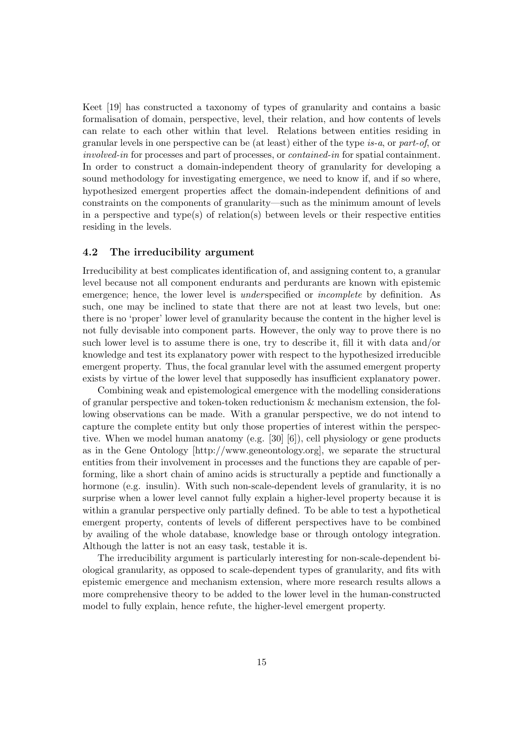Keet [19] has constructed a taxonomy of types of granularity and contains a basic formalisation of domain, perspective, level, their relation, and how contents of levels can relate to each other within that level. Relations between entities residing in granular levels in one perspective can be (at least) either of the type *is-a*, or *part-of*, or *involved-in* for processes and part of processes, or *contained-in* for spatial containment. In order to construct a domain-independent theory of granularity for developing a sound methodology for investigating emergence, we need to know if, and if so where, hypothesized emergent properties affect the domain-independent definitions of and constraints on the components of granularity—such as the minimum amount of levels in a perspective and type(s) of relation(s) between levels or their respective entities residing in the levels.

### 4.2 The irreducibility argument

Irreducibility at best complicates identification of, and assigning content to, a granular level because not all component endurants and perdurants are known with epistemic emergence; hence, the lower level is *under*specified or *incomplete* by definition. As such, one may be inclined to state that there are not at least two levels, but one: there is no 'proper' lower level of granularity because the content in the higher level is not fully devisable into component parts. However, the only way to prove there is no such lower level is to assume there is one, try to describe it, fill it with data and/or knowledge and test its explanatory power with respect to the hypothesized irreducible emergent property. Thus, the focal granular level with the assumed emergent property exists by virtue of the lower level that supposedly has insufficient explanatory power.

Combining weak and epistemological emergence with the modelling considerations of granular perspective and token-token reductionism & mechanism extension, the following observations can be made. With a granular perspective, we do not intend to capture the complete entity but only those properties of interest within the perspective. When we model human anatomy (e.g. [30] [6]), cell physiology or gene products as in the Gene Ontology [http://www.geneontology.org], we separate the structural entities from their involvement in processes and the functions they are capable of performing, like a short chain of amino acids is structurally a peptide and functionally a hormone (e.g. insulin). With such non-scale-dependent levels of granularity, it is no surprise when a lower level cannot fully explain a higher-level property because it is within a granular perspective only partially defined. To be able to test a hypothetical emergent property, contents of levels of different perspectives have to be combined by availing of the whole database, knowledge base or through ontology integration. Although the latter is not an easy task, testable it is.

The irreducibility argument is particularly interesting for non-scale-dependent biological granularity, as opposed to scale-dependent types of granularity, and fits with epistemic emergence and mechanism extension, where more research results allows a more comprehensive theory to be added to the lower level in the human-constructed model to fully explain, hence refute, the higher-level emergent property.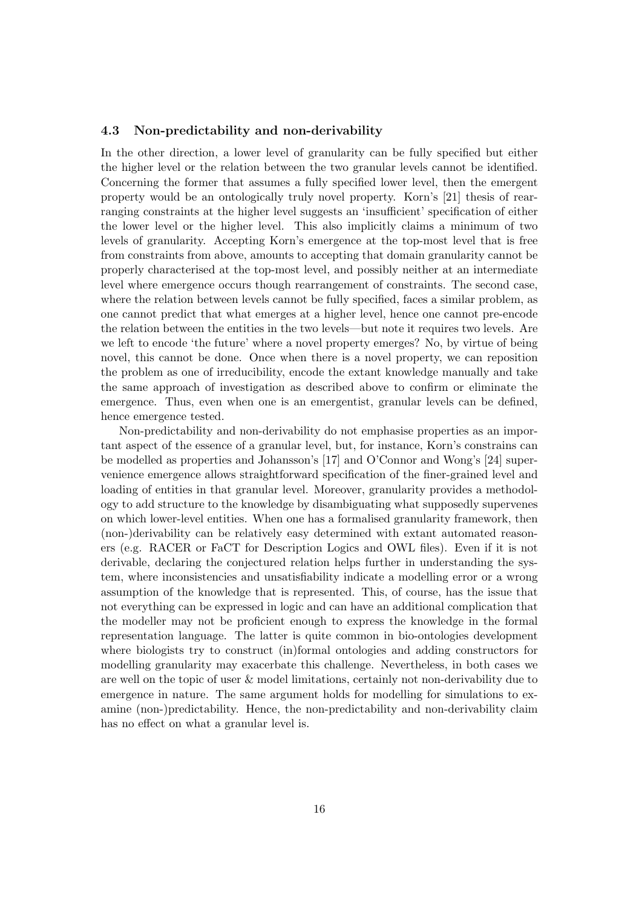### 4.3 Non-predictability and non-derivability

In the other direction, a lower level of granularity can be fully specified but either the higher level or the relation between the two granular levels cannot be identified. Concerning the former that assumes a fully specified lower level, then the emergent property would be an ontologically truly novel property. Korn's [21] thesis of rearranging constraints at the higher level suggests an 'insufficient' specification of either the lower level or the higher level. This also implicitly claims a minimum of two levels of granularity. Accepting Korn's emergence at the top-most level that is free from constraints from above, amounts to accepting that domain granularity cannot be properly characterised at the top-most level, and possibly neither at an intermediate level where emergence occurs though rearrangement of constraints. The second case, where the relation between levels cannot be fully specified, faces a similar problem, as one cannot predict that what emerges at a higher level, hence one cannot pre-encode the relation between the entities in the two levels—but note it requires two levels. Are we left to encode 'the future' where a novel property emerges? No, by virtue of being novel, this cannot be done. Once when there is a novel property, we can reposition the problem as one of irreducibility, encode the extant knowledge manually and take the same approach of investigation as described above to confirm or eliminate the emergence. Thus, even when one is an emergentist, granular levels can be defined, hence emergence tested.

Non-predictability and non-derivability do not emphasise properties as an important aspect of the essence of a granular level, but, for instance, Korn's constrains can be modelled as properties and Johansson's [17] and O'Connor and Wong's [24] supervenience emergence allows straightforward specification of the finer-grained level and loading of entities in that granular level. Moreover, granularity provides a methodology to add structure to the knowledge by disambiguating what supposedly supervenes on which lower-level entities. When one has a formalised granularity framework, then (non-)derivability can be relatively easy determined with extant automated reasoners (e.g. RACER or FaCT for Description Logics and OWL files). Even if it is not derivable, declaring the conjectured relation helps further in understanding the system, where inconsistencies and unsatisfiability indicate a modelling error or a wrong assumption of the knowledge that is represented. This, of course, has the issue that not everything can be expressed in logic and can have an additional complication that the modeller may not be proficient enough to express the knowledge in the formal representation language. The latter is quite common in bio-ontologies development where biologists try to construct (in)formal ontologies and adding constructors for modelling granularity may exacerbate this challenge. Nevertheless, in both cases we are well on the topic of user & model limitations, certainly not non-derivability due to emergence in nature. The same argument holds for modelling for simulations to examine (non-)predictability. Hence, the non-predictability and non-derivability claim has no effect on what a granular level is.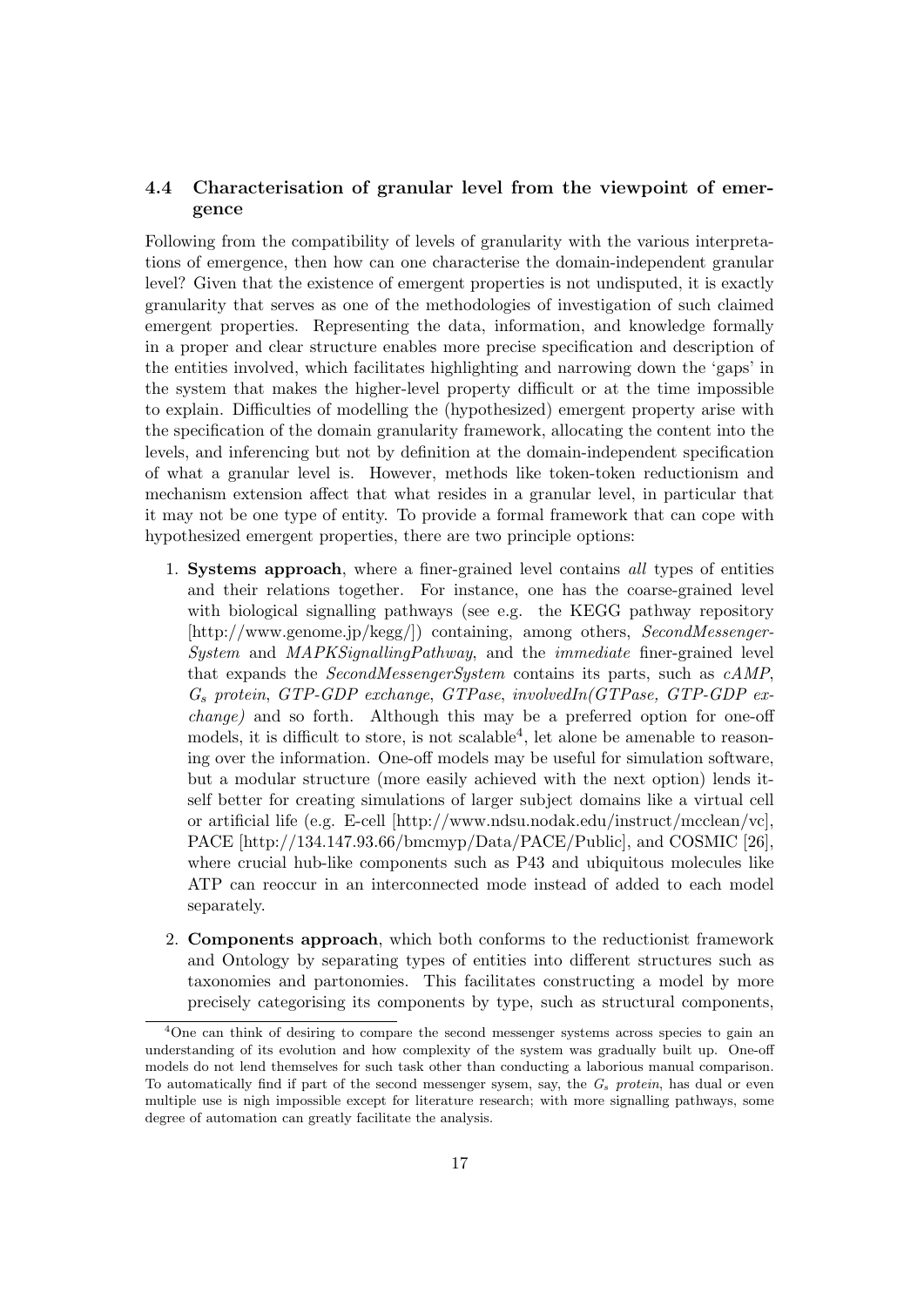### 4.4 Characterisation of granular level from the viewpoint of emergence

Following from the compatibility of levels of granularity with the various interpretations of emergence, then how can one characterise the domain-independent granular level? Given that the existence of emergent properties is not undisputed, it is exactly granularity that serves as one of the methodologies of investigation of such claimed emergent properties. Representing the data, information, and knowledge formally in a proper and clear structure enables more precise specification and description of the entities involved, which facilitates highlighting and narrowing down the 'gaps' in the system that makes the higher-level property difficult or at the time impossible to explain. Difficulties of modelling the (hypothesized) emergent property arise with the specification of the domain granularity framework, allocating the content into the levels, and inferencing but not by definition at the domain-independent specification of what a granular level is. However, methods like token-token reductionism and mechanism extension affect that what resides in a granular level, in particular that it may not be one type of entity. To provide a formal framework that can cope with hypothesized emergent properties, there are two principle options:

1. **Systems approach**, where a finer-grained level contains *all* types of entities and their relations together. For instance, one has the coarse-grained level with biological signalling pathways (see e.g. the KEGG pathway repository [http://www.genome.jp/kegg/]) containing, among others, *SecondMessengerSystem* and *MAPKSignallingPathway*, and the *immediate* finer-grained level that expands the *SecondMessengerSystem* contains its parts, such as *cAMP*, $G_s$ *protein*, *GTP-GDP exchange*, *GTPase*, *involvedIn(GTPase, GTP-GDP exchange)* and so forth. Although this may be a preferred option for one-off models, it is difficult to store, is not scalable[4], let alone be amenable to reasoning over the information. One-off models may be useful for simulation software, but a modular structure (more easily achieved with the next option) lends itself better for creating simulations of larger subject domains like a virtual cell or artificial life (e.g. E-cell [http://www.ndsu.nodak.edu/instruct/mcclean/vc], PACE [http://134.147.93.66/bmcmyp/Data/PACE/Public], and COSMIC [26], where crucial hub-like components such as P43 and ubiquitous molecules like ATP can reoccur in an interconnected mode instead of added to each model separately.

2. **Components approach**, which both conforms to the reductionist framework and Ontology by separating types of entities into different structures such as taxonomies and partonomies. This facilitates constructing a model by more precisely categorising its components by type, such as structural components,

[4] One can think of desiring to compare the second messenger systems across species to gain an understanding of its evolution and how complexity of the system was gradually built up. One-off models do not lend themselves for such task other than conducting a laborious manual comparison. To automatically find if part of the second messenger sysem, say, the $G_s$ *protein*, has dual or even multiple use is nigh impossible except for literature research; with more signalling pathways, some degree of automation can greatly facilitate the analysis.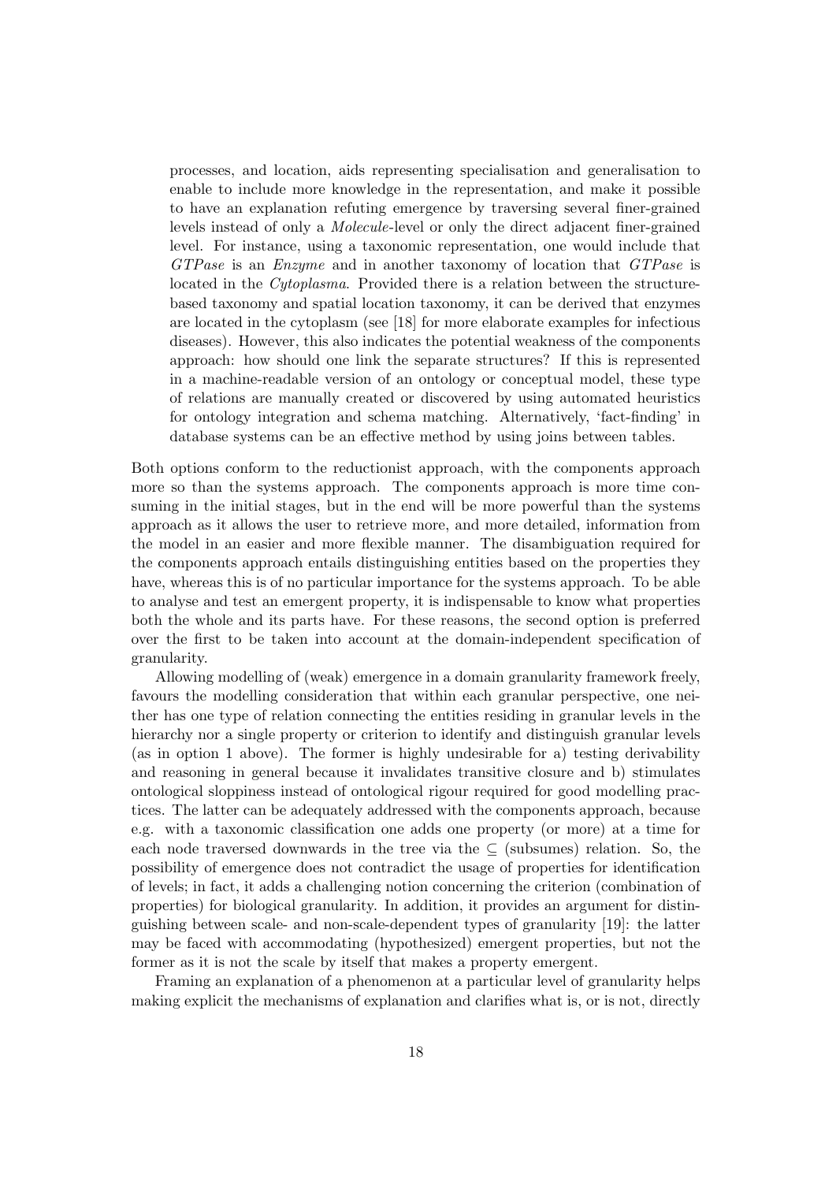processes, and location, aids representing specialisation and generalisation to enable to include more knowledge in the representation, and make it possible to have an explanation refuting emergence by traversing several finer-grained levels instead of only a *Molecule*-level or only the direct adjacent finer-grained level. For instance, using a taxonomic representation, one would include that *GTPase* is an *Enzyme* and in another taxonomy of location that *GTPase* is located in the *Cytoplasma*. Provided there is a relation between the structure-based taxonomy and spatial location taxonomy, it can be derived that enzymes are located in the cytoplasm (see [18] for more elaborate examples for infectious diseases). However, this also indicates the potential weakness of the components approach: how should one link the separate structures? If this is represented in a machine-readable version of an ontology or conceptual model, these type of relations are manually created or discovered by using automated heuristics for ontology integration and schema matching. Alternatively, 'fact-finding' in database systems can be an effective method by using joins between tables.

Both options conform to the reductionist approach, with the components approach more so than the systems approach. The components approach is more time consuming in the initial stages, but in the end will be more powerful than the systems approach as it allows the user to retrieve more, and more detailed, information from the model in an easier and more flexible manner. The disambiguation required for the components approach entails distinguishing entities based on the properties they have, whereas this is of no particular importance for the systems approach. To be able to analyse and test an emergent property, it is indispensable to know what properties both the whole and its parts have. For these reasons, the second option is preferred over the first to be taken into account at the domain-independent specification of granularity.

Allowing modelling of (weak) emergence in a domain granularity framework freely, favours the modelling consideration that within each granular perspective, one neither has one type of relation connecting the entities residing in granular levels in the hierarchy nor a single property or criterion to identify and distinguish granular levels (as in option 1 above). The former is highly undesirable for a) testing derivability and reasoning in general because it invalidates transitive closure and b) stimulates ontological sloppiness instead of ontological rigour required for good modelling practices. The latter can be adequately addressed with the components approach, because e.g. with a taxonomic classification one adds one property (or more) at a time for each node traversed downwards in the tree via the $\subseteq$ (subsumes) relation. So, the possibility of emergence does not contradict the usage of properties for identification of levels; in fact, it adds a challenging notion concerning the criterion (combination of properties) for biological granularity. In addition, it provides an argument for distinguishing between scale- and non-scale-dependent types of granularity [19]: the latter may be faced with accommodating (hypothesized) emergent properties, but not the former as it is not the scale by itself that makes a property emergent.

Framing an explanation of a phenomenon at a particular level of granularity helps making explicit the mechanisms of explanation and clarifies what is, or is not, directly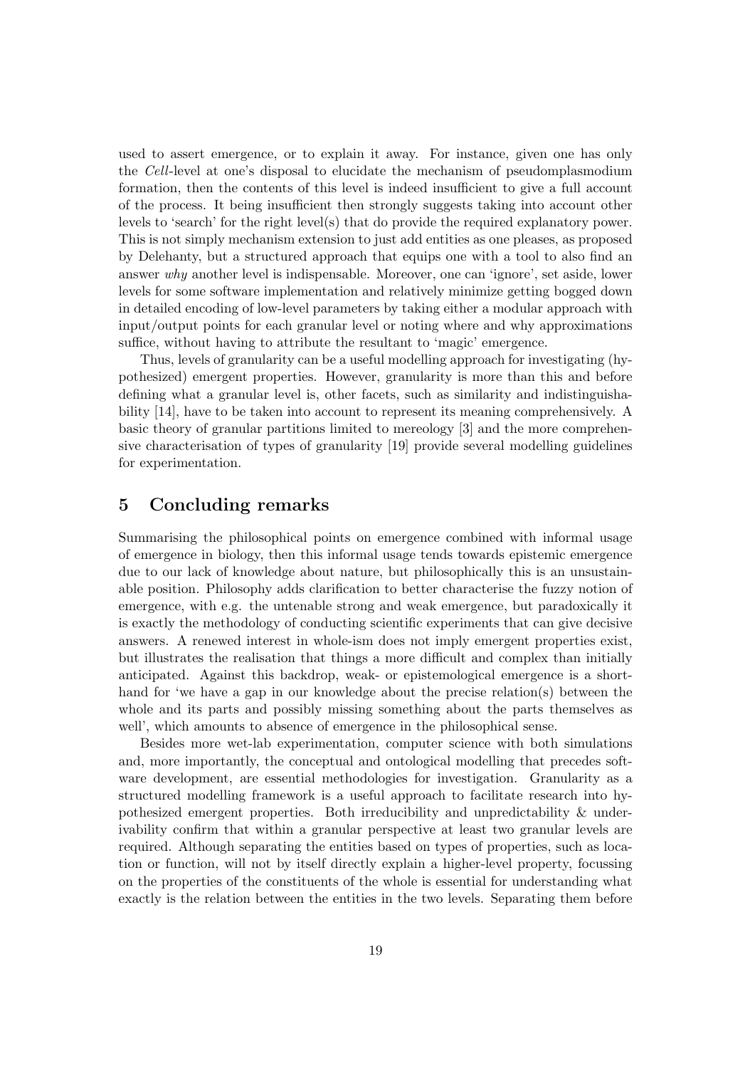used to assert emergence, or to explain it away. For instance, given one has only the *Cell*-level at one's disposal to elucidate the mechanism of pseudomplasmodium formation, then the contents of this level is indeed insufficient to give a full account of the process. It being insufficient then strongly suggests taking into account other levels to 'search' for the right level(s) that do provide the required explanatory power. This is not simply mechanism extension to just add entities as one pleases, as proposed by Delehanty, but a structured approach that equips one with a tool to also find an answer *why* another level is indispensable. Moreover, one can 'ignore', set aside, lower levels for some software implementation and relatively minimize getting bogged down in detailed encoding of low-level parameters by taking either a modular approach with input/output points for each granular level or noting where and why approximations suffice, without having to attribute the resultant to 'magic' emergence.

Thus, levels of granularity can be a useful modelling approach for investigating (hypothesized) emergent properties. However, granularity is more than this and before defining what a granular level is, other facets, such as similarity and indistinguishability [14], have to be taken into account to represent its meaning comprehensively. A basic theory of granular partitions limited to mereology [3] and the more comprehensive characterisation of types of granularity [19] provide several modelling guidelines for experimentation.

## 5 Concluding remarks

Summarising the philosophical points on emergence combined with informal usage of emergence in biology, then this informal usage tends towards epistemic emergence due to our lack of knowledge about nature, but philosophically this is an unsustainable position. Philosophy adds clarification to better characterise the fuzzy notion of emergence, with e.g. the untenable strong and weak emergence, but paradoxically it is exactly the methodology of conducting scientific experiments that can give decisive answers. A renewed interest in whole-ism does not imply emergent properties exist, but illustrates the realisation that things a more difficult and complex than initially anticipated. Against this backdrop, weak- or epistemological emergence is a shorthand for 'we have a gap in our knowledge about the precise relation(s) between the whole and its parts and possibly missing something about the parts themselves as well', which amounts to absence of emergence in the philosophical sense.

Besides more wet-lab experimentation, computer science with both simulations and, more importantly, the conceptual and ontological modelling that precedes software development, are essential methodologies for investigation. Granularity as a structured modelling framework is a useful approach to facilitate research into hypothesized emergent properties. Both irreducibility and unpredictability & underivability confirm that within a granular perspective at least two granular levels are required. Although separating the entities based on types of properties, such as location or function, will not by itself directly explain a higher-level property, focussing on the properties of the constituents of the whole is essential for understanding what exactly is the relation between the entities in the two levels. Separating them before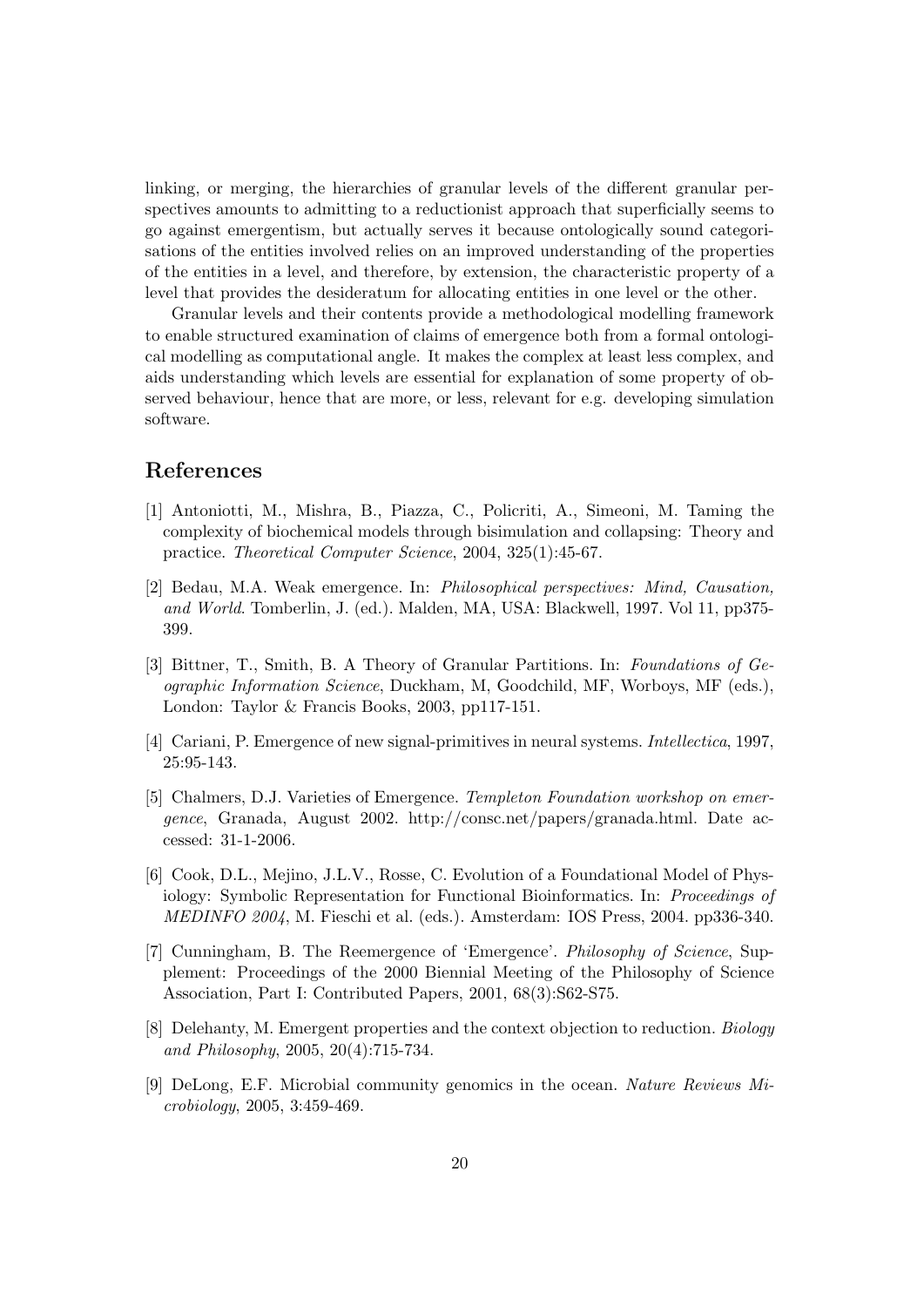linking, or merging, the hierarchies of granular levels of the different granular perspectives amounts to admitting to a reductionist approach that superficially seems to go against emergentism, but actually serves it because ontologically sound categorisations of the entities involved relies on an improved understanding of the properties of the entities in a level, and therefore, by extension, the characteristic property of a level that provides the desideratum for allocating entities in one level or the other.

Granular levels and their contents provide a methodological modelling framework to enable structured examination of claims of emergence both from a formal ontological modelling as computational angle. It makes the complex at least less complex, and aids understanding which levels are essential for explanation of some property of observed behaviour, hence that are more, or less, relevant for e.g. developing simulation software.

## References

[1] Antoniotti, M., Mishra, B., Piazza, C., Policriti, A., Simeoni, M. Taming the complexity of biochemical models through bisimulation and collapsing: Theory and practice. *Theoretical Computer Science*, 2004, 325(1):45-67.

[2] Bedau, M.A. Weak emergence. In: *Philosophical perspectives: Mind, Causation, and World*. Tomberlin, J. (ed.). Malden, MA, USA: Blackwell, 1997. Vol 11, pp375-399.

[3] Bittner, T., Smith, B. A Theory of Granular Partitions. In: *Foundations of Geographic Information Science*, Duckham, M, Goodchild, MF, Worboys, MF (eds.), London: Taylor & Francis Books, 2003, pp117-151.

[4] Cariani, P. Emergence of new signal-primitives in neural systems. *Intellectica*, 1997, 25:95-143.

[5] Chalmers, D.J. Varieties of Emergence. *Templeton Foundation workshop on emergence*, Granada, August 2002. http://consc.net/papers/granada.html. Date accessed: 31-1-2006.

[6] Cook, D.L., Mejino, J.L.V., Rosse, C. Evolution of a Foundational Model of Physiology: Symbolic Representation for Functional Bioinformatics. In: *Proceedings of MEDINFO 2004*, M. Fieschi et al. (eds.). Amsterdam: IOS Press, 2004. pp336-340.

[7] Cunningham, B. The Reemergence of 'Emergence'. *Philosophy of Science*, Supplement: Proceedings of the 2000 Biennial Meeting of the Philosophy of Science Association, Part I: Contributed Papers, 2001, 68(3):S62-S75.

[8] Delehanty, M. Emergent properties and the context objection to reduction. *Biology and Philosophy*, 2005, 20(4):715-734.

[9] DeLong, E.F. Microbial community genomics in the ocean. *Nature Reviews Microbiology*, 2005, 3:459-469.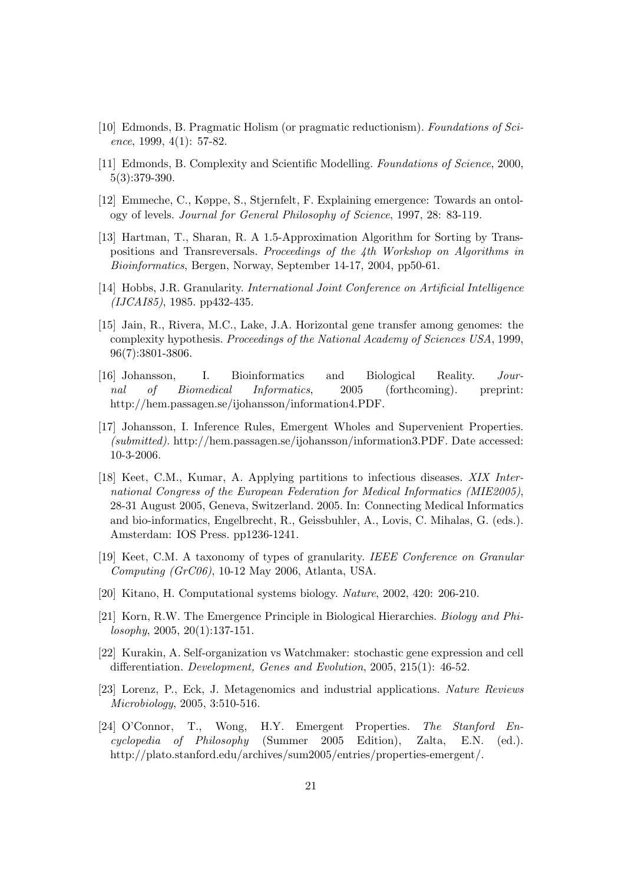[10] Edmonds, B. Pragmatic Holism (or pragmatic reductionism). *Foundations of Science*, 1999, 4(1): 57-82.

[11] Edmonds, B. Complexity and Scientific Modelling. *Foundations of Science*, 2000, 5(3):379-390.

[12] Emmeche, C., Køppe, S., Stjernfelt, F. Explaining emergence: Towards an ontology of levels. *Journal for General Philosophy of Science*, 1997, 28: 83-119.

[13] Hartman, T., Sharan, R. A 1.5-Approximation Algorithm for Sorting by Transpositions and Transreversals. *Proceedings of the 4th Workshop on Algorithms in Bioinformatics*, Bergen, Norway, September 14-17, 2004, pp50-61.

[14] Hobbs, J.R. Granularity. *International Joint Conference on Artificial Intelligence (IJCAI85)*, 1985. pp432-435.

[15] Jain, R., Rivera, M.C., Lake, J.A. Horizontal gene transfer among genomes: the complexity hypothesis. *Proceedings of the National Academy of Sciences USA*, 1999, 96(7):3801-3806.

[16] Johansson, I. Bioinformatics and Biological Reality. *Journal of Biomedical Informatics*, 2005 (forthcoming). preprint: http://hem.passagen.se/ijohansson/information4.PDF.

[17] Johansson, I. Inference Rules, Emergent Wholes and Supervenient Properties. *(submitted)*. http://hem.passagen.se/ijohansson/information3.PDF. Date accessed: 10-3-2006.

[18] Keet, C.M., Kumar, A. Applying partitions to infectious diseases. *XIX International Congress of the European Federation for Medical Informatics (MIE2005)*, 28-31 August 2005, Geneva, Switzerland. 2005. In: Connecting Medical Informatics and bio-informatics, Engelbrecht, R., Geissbuhler, A., Lovis, C. Mihalas, G. (eds.). Amsterdam: IOS Press. pp1236-1241.

[19] Keet, C.M. A taxonomy of types of granularity. *IEEE Conference on Granular Computing (GrC06)*, 10-12 May 2006, Atlanta, USA.

[20] Kitano, H. Computational systems biology. *Nature*, 2002, 420: 206-210.

[21] Korn, R.W. The Emergence Principle in Biological Hierarchies. *Biology and Philosophy*, 2005, 20(1):137-151.

[22] Kurakin, A. Self-organization vs Watchmaker: stochastic gene expression and cell differentiation. *Development, Genes and Evolution*, 2005, 215(1): 46-52.

[23] Lorenz, P., Eck, J. Metagenomics and industrial applications. *Nature Reviews Microbiology*, 2005, 3:510-516.

[24] O'Connor, T., Wong, H.Y. Emergent Properties. *The Stanford Encyclopedia of Philosophy* (Summer 2005 Edition), Zalta, E.N. (ed.). http://plato.stanford.edu/archives/sum2005/entries/properties-emergent/.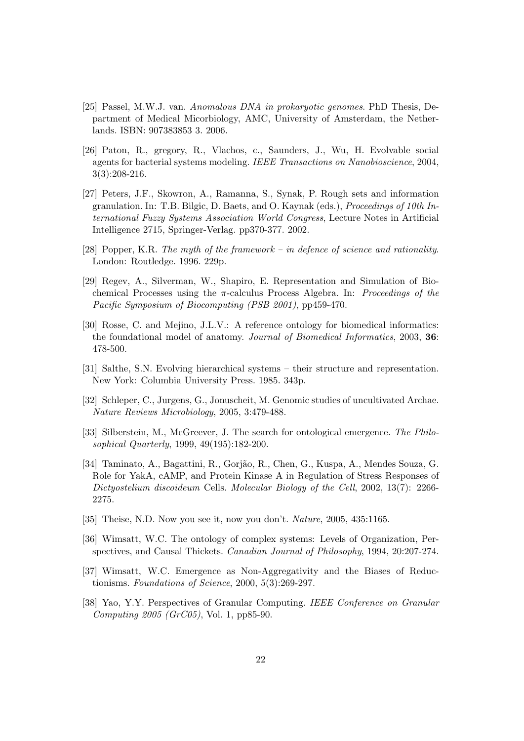[25] Passel, M.W.J. van. *Anomalous DNA in prokaryotic genomes*. PhD Thesis, Department of Medical Micorbiology, AMC, University of Amsterdam, the Netherlands. ISBN: 907383853 3. 2006.

[26] Paton, R., gregory, R., Vlachos, c., Saunders, J., Wu, H. Evolvable social agents for bacterial systems modeling. *IEEE Transactions on Nanobioscience*, 2004, 3(3):208-216.

[27] Peters, J.F., Skowron, A., Ramanna, S., Synak, P. Rough sets and information granulation. In: T.B. Bilgic, D. Baets, and O. Kaynak (eds.), *Proceedings of 10th International Fuzzy Systems Association World Congress*, Lecture Notes in Artificial Intelligence 2715, Springer-Verlag. pp370-377. 2002.

[28] Popper, K.R. *The myth of the framework – in defence of science and rationality*. London: Routledge. 1996. 229p.

[29] Regev, A., Silverman, W., Shapiro, E. Representation and Simulation of Biochemical Processes using the $\pi$-calculus Process Algebra. In: *Proceedings of the Pacific Symposium of Biocomputing (PSB 2001)*, pp459-470.

[30] Rosse, C. and Mejino, J.L.V.: A reference ontology for biomedical informatics: the foundational model of anatomy. *Journal of Biomedical Informatics*, 2003, **36**: 478-500.

[31] Salthe, S.N. Evolving hierarchical systems – their structure and representation. New York: Columbia University Press. 1985. 343p.

[32] Schleper, C., Jurgens, G., Jonuscheit, M. Genomic studies of uncultivated Archae. *Nature Reviews Microbiology*, 2005, 3:479-488.

[33] Silberstein, M., McGreever, J. The search for ontological emergence. *The Philosophical Quarterly*, 1999, 49(195):182-200.

[34] Taminato, A., Bagattini, R., Gorjão, R., Chen, G., Kuspa, A., Mendes Souza, G. Role for YakA, cAMP, and Protein Kinase A in Regulation of Stress Responses of *Dictyostelium discoideum* Cells. *Molecular Biology of the Cell*, 2002, 13(7): 2266-2275.

[35] Theise, N.D. Now you see it, now you don't. *Nature*, 2005, 435:1165.

[36] Wimsatt, W.C. The ontology of complex systems: Levels of Organization, Perspectives, and Causal Thickets. *Canadian Journal of Philosophy*, 1994, 20:207-274.

[37] Wimsatt, W.C. Emergence as Non-Aggregativity and the Biases of Reductionisms. *Foundations of Science*, 2000, 5(3):269-297.

[38] Yao, Y.Y. Perspectives of Granular Computing. *IEEE Conference on Granular Computing 2005 (GrC05)*, Vol. 1, pp85-90.